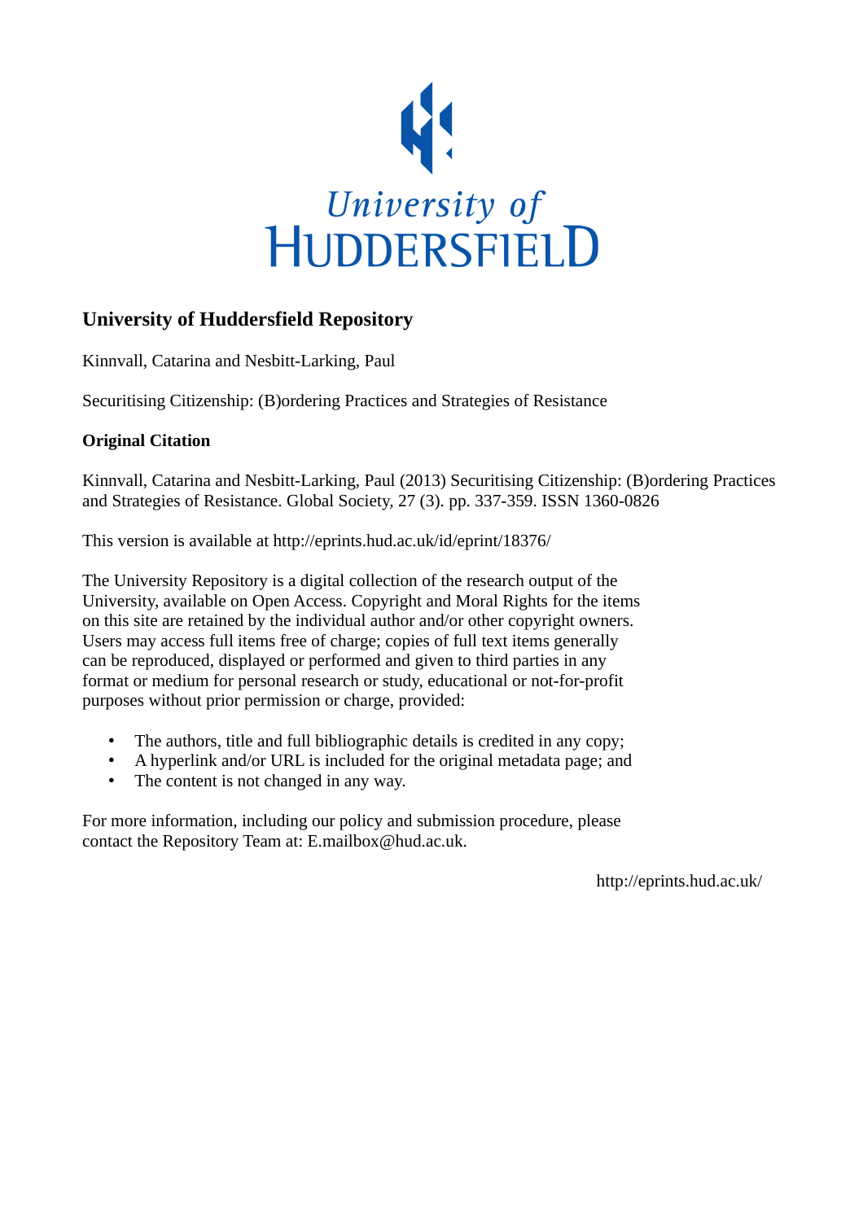University of
HUDDERSFIELD

## University of Huddersfield Repository

Kinnvall, Catarina and Nesbitt-Larking, Paul

Securitising Citizenship: (B)ordering Practices and Strategies of Resistance

### Original Citation

Kinnvall, Catarina and Nesbitt-Larking, Paul (2013) Securitising Citizenship: (B)ordering Practices and Strategies of Resistance. Global Society, 27 (3). pp. 337-359. ISSN 1360-0826

This version is available at http://eprints.hud.ac.uk/id/eprint/18376/

The University Repository is a digital collection of the research output of the University, available on Open Access. Copyright and Moral Rights for the items on this site are retained by the individual author and/or other copyright owners. Users may access full items free of charge; copies of full text items generally can be reproduced, displayed or performed and given to third parties in any format or medium for personal research or study, educational or not-for-profit purposes without prior permission or charge, provided:

- The authors, title and full bibliographic details is credited in any copy;
- A hyperlink and/or URL is included for the original metadata page; and
- The content is not changed in any way.

For more information, including our policy and submission procedure, please contact the Repository Team at: E.mailbox@hud.ac.uk.

http://eprints.hud.ac.uk/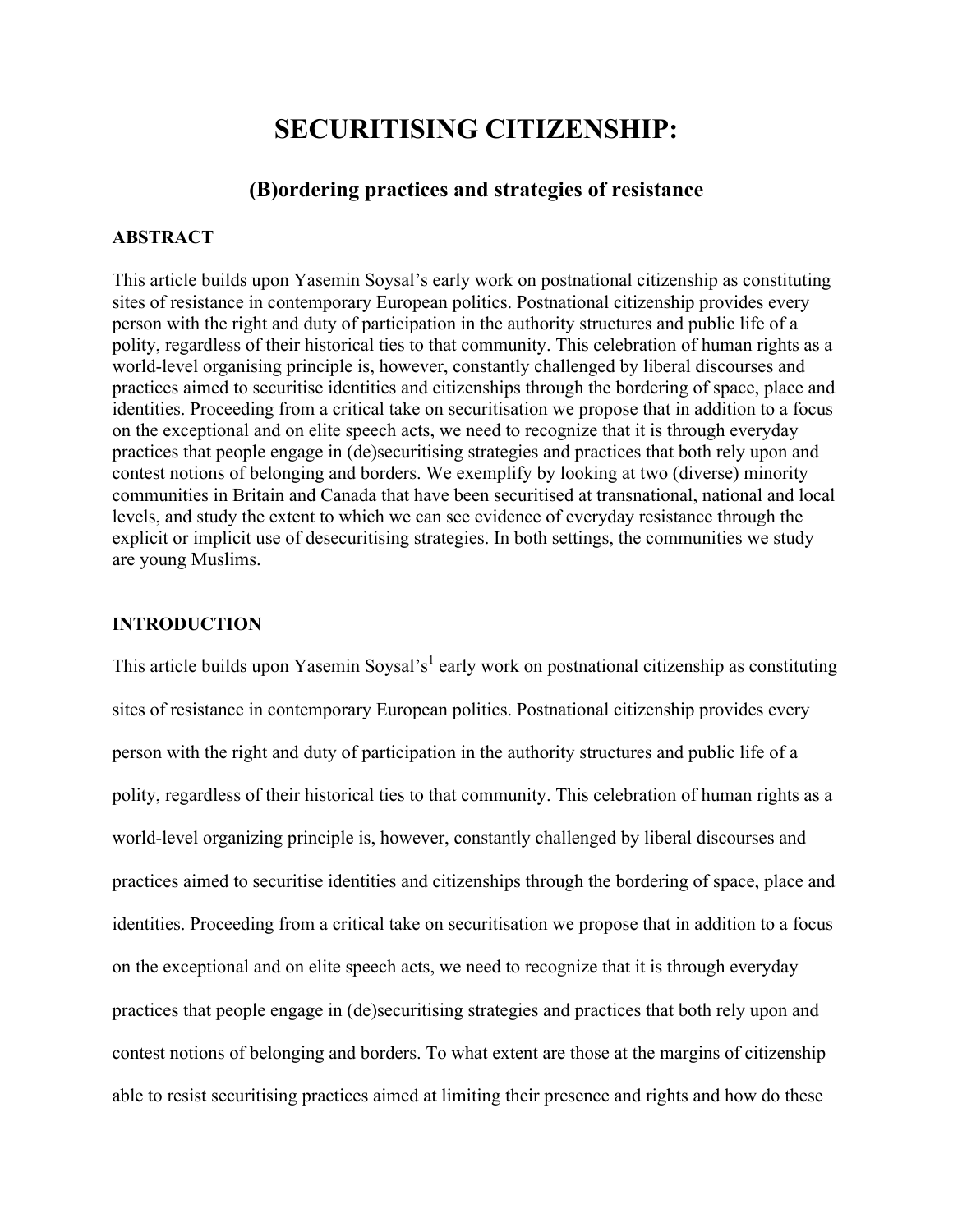# SECURITISING CITIZENSHIP:

## (B)ordering practices and strategies of resistance

### ABSTRACT

This article builds upon Yasemin Soysal's early work on postnational citizenship as constituting sites of resistance in contemporary European politics. Postnational citizenship provides every person with the right and duty of participation in the authority structures and public life of a polity, regardless of their historical ties to that community. This celebration of human rights as a world-level organising principle is, however, constantly challenged by liberal discourses and practices aimed to securitise identities and citizenships through the bordering of space, place and identities. Proceeding from a critical take on securitisation we propose that in addition to a focus on the exceptional and on elite speech acts, we need to recognize that it is through everyday practices that people engage in (de)securitising strategies and practices that both rely upon and contest notions of belonging and borders. We exemplify by looking at two (diverse) minority communities in Britain and Canada that have been securitised at transnational, national and local levels, and study the extent to which we can see evidence of everyday resistance through the explicit or implicit use of desecuritising strategies. In both settings, the communities we study are young Muslims.

### INTRODUCTION

This article builds upon Yasemin Soysal's[1] early work on postnational citizenship as constituting sites of resistance in contemporary European politics. Postnational citizenship provides every person with the right and duty of participation in the authority structures and public life of a polity, regardless of their historical ties to that community. This celebration of human rights as a world-level organizing principle is, however, constantly challenged by liberal discourses and practices aimed to securitise identities and citizenships through the bordering of space, place and identities. Proceeding from a critical take on securitisation we propose that in addition to a focus on the exceptional and on elite speech acts, we need to recognize that it is through everyday practices that people engage in (de)securitising strategies and practices that both rely upon and contest notions of belonging and borders. To what extent are those at the margins of citizenship able to resist securitising practices aimed at limiting their presence and rights and how do these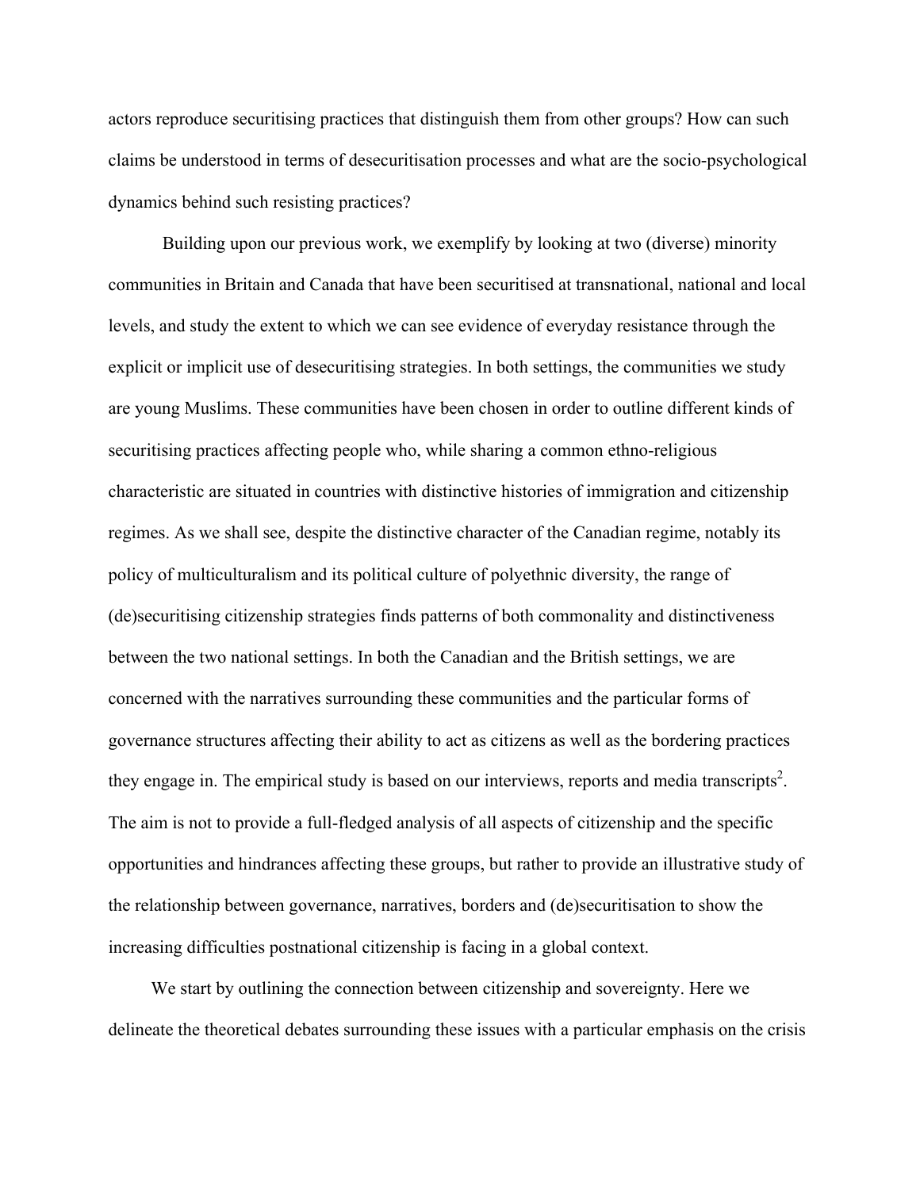actors reproduce securitising practices that distinguish them from other groups? How can such claims be understood in terms of desecuritisation processes and what are the socio-psychological dynamics behind such resisting practices?

Building upon our previous work, we exemplify by looking at two (diverse) minority communities in Britain and Canada that have been securitised at transnational, national and local levels, and study the extent to which we can see evidence of everyday resistance through the explicit or implicit use of desecuritising strategies. In both settings, the communities we study are young Muslims. These communities have been chosen in order to outline different kinds of securitising practices affecting people who, while sharing a common ethno-religious characteristic are situated in countries with distinctive histories of immigration and citizenship regimes. As we shall see, despite the distinctive character of the Canadian regime, notably its policy of multiculturalism and its political culture of polyethnic diversity, the range of (de)securitising citizenship strategies finds patterns of both commonality and distinctiveness between the two national settings. In both the Canadian and the British settings, we are concerned with the narratives surrounding these communities and the particular forms of governance structures affecting their ability to act as citizens as well as the bordering practices they engage in. The empirical study is based on our interviews, reports and media transcripts[2]. The aim is not to provide a full-fledged analysis of all aspects of citizenship and the specific opportunities and hindrances affecting these groups, but rather to provide an illustrative study of the relationship between governance, narratives, borders and (de)securitisation to show the increasing difficulties postnational citizenship is facing in a global context.

We start by outlining the connection between citizenship and sovereignty. Here we delineate the theoretical debates surrounding these issues with a particular emphasis on the crisis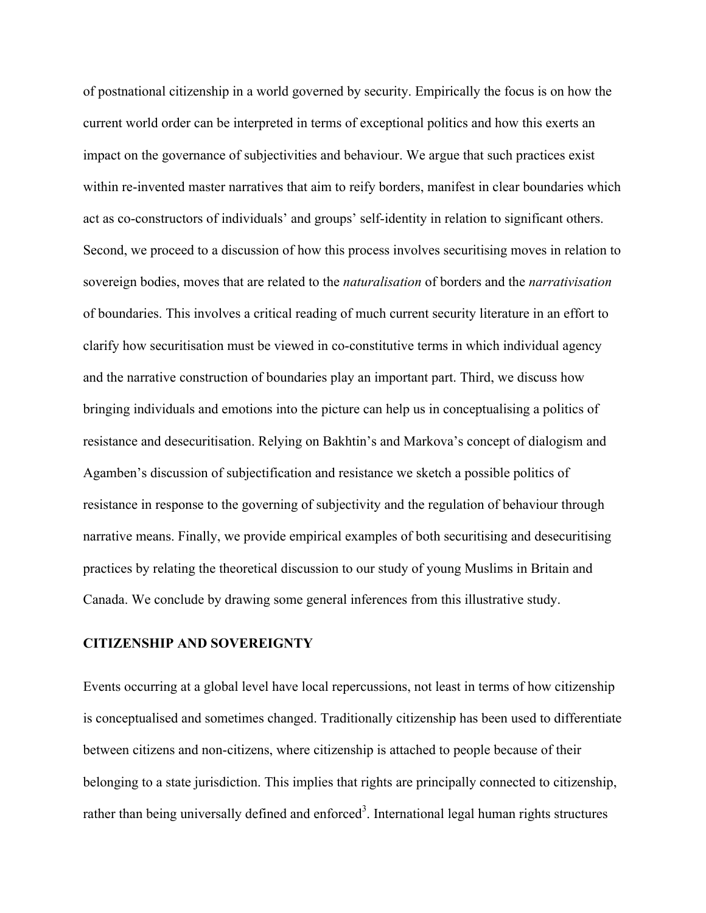of postnational citizenship in a world governed by security. Empirically the focus is on how the current world order can be interpreted in terms of exceptional politics and how this exerts an impact on the governance of subjectivities and behaviour. We argue that such practices exist within re-invented master narratives that aim to reify borders, manifest in clear boundaries which act as co-constructors of individuals' and groups' self-identity in relation to significant others. Second, we proceed to a discussion of how this process involves securitising moves in relation to sovereign bodies, moves that are related to the *naturalisation* of borders and the *narrativisation* of boundaries. This involves a critical reading of much current security literature in an effort to clarify how securitisation must be viewed in co-constitutive terms in which individual agency and the narrative construction of boundaries play an important part. Third, we discuss how bringing individuals and emotions into the picture can help us in conceptualising a politics of resistance and desecuritisation. Relying on Bakhtin's and Markova's concept of dialogism and Agamben's discussion of subjectification and resistance we sketch a possible politics of resistance in response to the governing of subjectivity and the regulation of behaviour through narrative means. Finally, we provide empirical examples of both securitising and desecuritising practices by relating the theoretical discussion to our study of young Muslims in Britain and Canada. We conclude by drawing some general inferences from this illustrative study.

## CITIZENSHIP AND SOVEREIGNTY

Events occurring at a global level have local repercussions, not least in terms of how citizenship is conceptualised and sometimes changed. Traditionally citizenship has been used to differentiate between citizens and non-citizens, where citizenship is attached to people because of their belonging to a state jurisdiction. This implies that rights are principally connected to citizenship, rather than being universally defined and enforced[3]. International legal human rights structures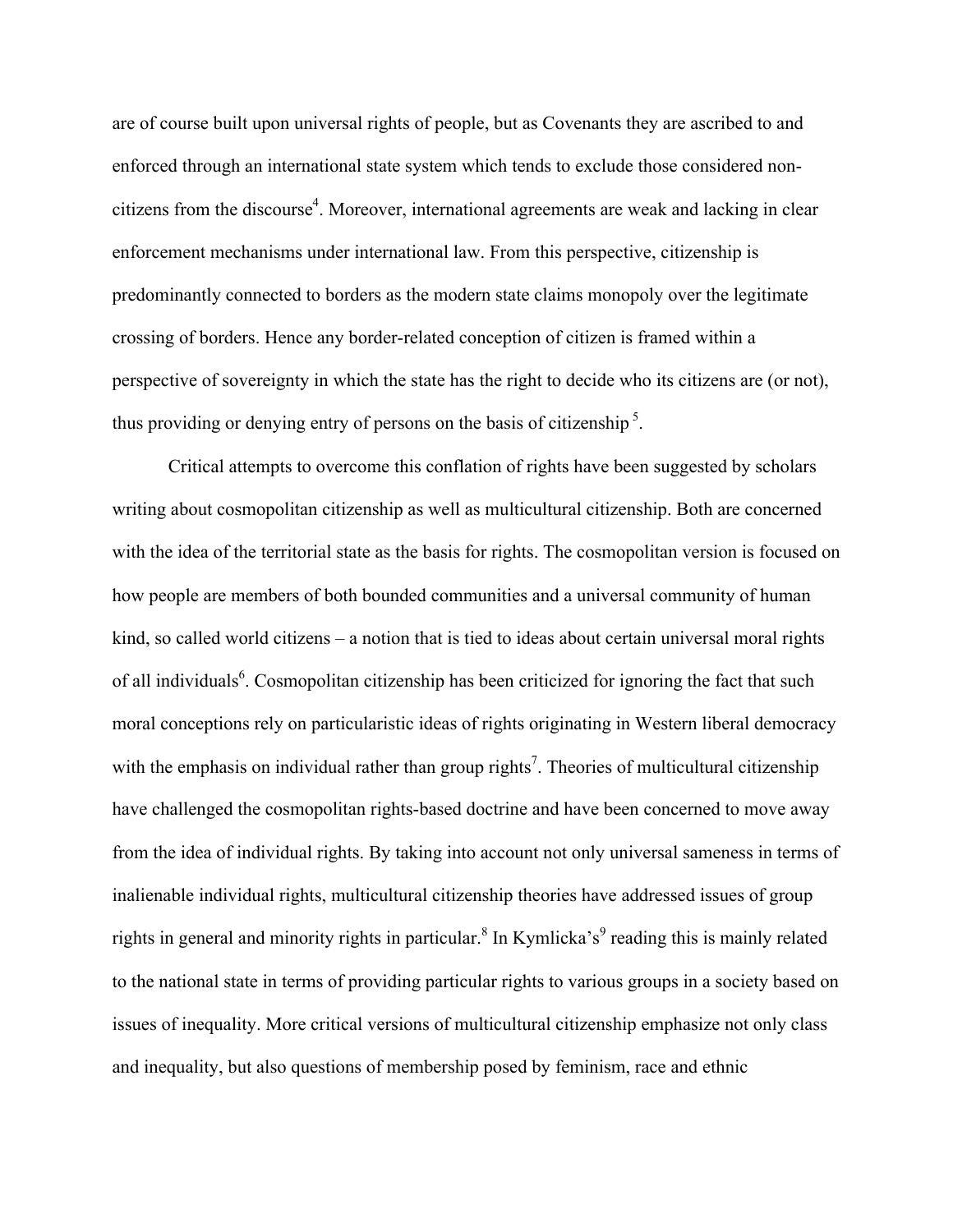are of course built upon universal rights of people, but as Covenants they are ascribed to and enforced through an international state system which tends to exclude those considered non-citizens from the discourse[4]. Moreover, international agreements are weak and lacking in clear enforcement mechanisms under international law. From this perspective, citizenship is predominantly connected to borders as the modern state claims monopoly over the legitimate crossing of borders. Hence any border-related conception of citizen is framed within a perspective of sovereignty in which the state has the right to decide who its citizens are (or not), thus providing or denying entry of persons on the basis of citizenship [5].

Critical attempts to overcome this conflation of rights have been suggested by scholars writing about cosmopolitan citizenship as well as multicultural citizenship. Both are concerned with the idea of the territorial state as the basis for rights. The cosmopolitan version is focused on how people are members of both bounded communities and a universal community of human kind, so called world citizens – a notion that is tied to ideas about certain universal moral rights of all individuals[6]. Cosmopolitan citizenship has been criticized for ignoring the fact that such moral conceptions rely on particularistic ideas of rights originating in Western liberal democracy with the emphasis on individual rather than group rights[7]. Theories of multicultural citizenship have challenged the cosmopolitan rights-based doctrine and have been concerned to move away from the idea of individual rights. By taking into account not only universal sameness in terms of inalienable individual rights, multicultural citizenship theories have addressed issues of group rights in general and minority rights in particular.[8] In Kymlicka's[9] reading this is mainly related to the national state in terms of providing particular rights to various groups in a society based on issues of inequality. More critical versions of multicultural citizenship emphasize not only class and inequality, but also questions of membership posed by feminism, race and ethnic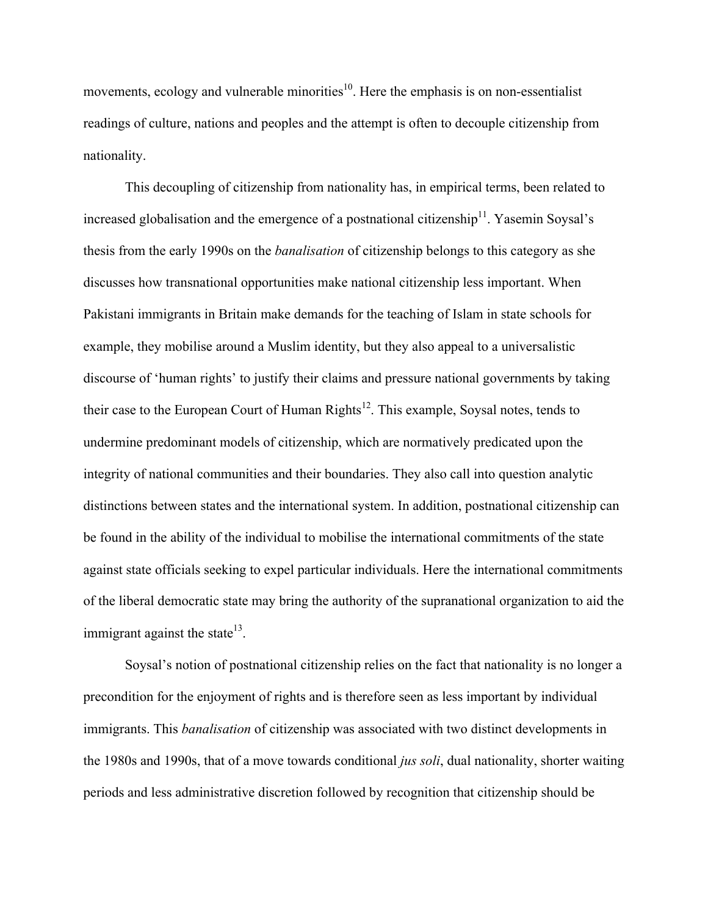movements, ecology and vulnerable minorities[10]. Here the emphasis is on non-essentialist readings of culture, nations and peoples and the attempt is often to decouple citizenship from nationality.

This decoupling of citizenship from nationality has, in empirical terms, been related to increased globalisation and the emergence of a postnational citizenship[11]. Yasemin Soysal's thesis from the early 1990s on the *banalisation* of citizenship belongs to this category as she discusses how transnational opportunities make national citizenship less important. When Pakistani immigrants in Britain make demands for the teaching of Islam in state schools for example, they mobilise around a Muslim identity, but they also appeal to a universalistic discourse of 'human rights' to justify their claims and pressure national governments by taking their case to the European Court of Human Rights[12]. This example, Soysal notes, tends to undermine predominant models of citizenship, which are normatively predicated upon the integrity of national communities and their boundaries. They also call into question analytic distinctions between states and the international system. In addition, postnational citizenship can be found in the ability of the individual to mobilise the international commitments of the state against state officials seeking to expel particular individuals. Here the international commitments of the liberal democratic state may bring the authority of the supranational organization to aid the immigrant against the state[13].

Soysal's notion of postnational citizenship relies on the fact that nationality is no longer a precondition for the enjoyment of rights and is therefore seen as less important by individual immigrants. This *banalisation* of citizenship was associated with two distinct developments in the 1980s and 1990s, that of a move towards conditional *jus soli*, dual nationality, shorter waiting periods and less administrative discretion followed by recognition that citizenship should be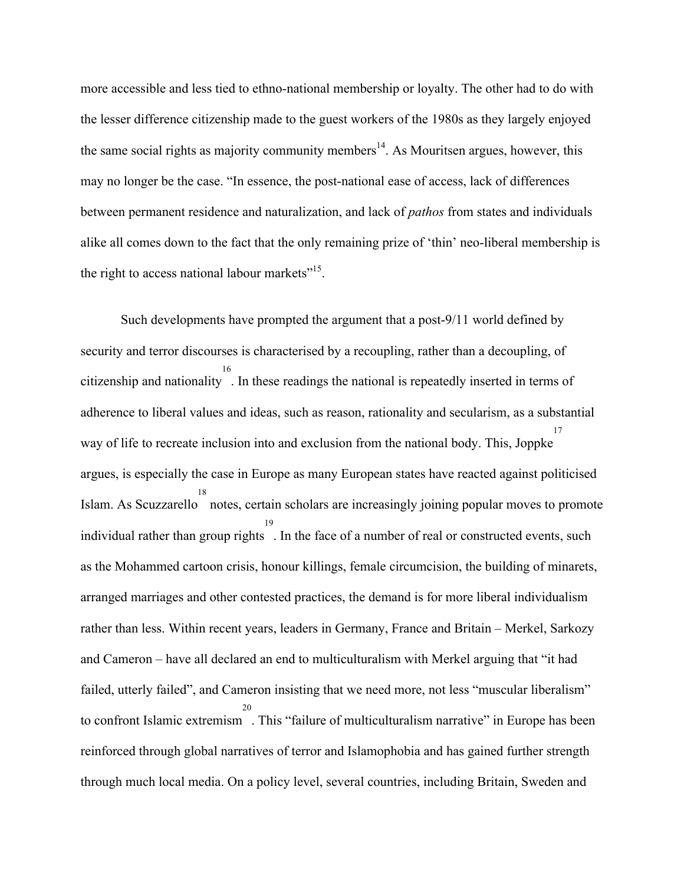more accessible and less tied to ethno-national membership or loyalty. The other had to do with the lesser difference citizenship made to the guest workers of the 1980s as they largely enjoyed the same social rights as majority community members[14]. As Mouritsen argues, however, this may no longer be the case. "In essence, the post-national ease of access, lack of differences between permanent residence and naturalization, and lack of *pathos* from states and individuals alike all comes down to the fact that the only remaining prize of 'thin' neo-liberal membership is the right to access national labour markets"[15].

Such developments have prompted the argument that a post-9/11 world defined by security and terror discourses is characterised by a recoupling, rather than a decoupling, of citizenship and nationality[16]. In these readings the national is repeatedly inserted in terms of adherence to liberal values and ideas, such as reason, rationality and secularism, as a substantial way of life to recreate inclusion into and exclusion from the national body. This, Joppke[17] argues, is especially the case in Europe as many European states have reacted against politicised Islam. As Scuzzarello[18] notes, certain scholars are increasingly joining popular moves to promote individual rather than group rights[19]. In the face of a number of real or constructed events, such as the Mohammed cartoon crisis, honour killings, female circumcision, the building of minarets, arranged marriages and other contested practices, the demand is for more liberal individualism rather than less. Within recent years, leaders in Germany, France and Britain – Merkel, Sarkozy and Cameron – have all declared an end to multiculturalism with Merkel arguing that "it had failed, utterly failed", and Cameron insisting that we need more, not less "muscular liberalism" to confront Islamic extremism[20]. This "failure of multiculturalism narrative" in Europe has been reinforced through global narratives of terror and Islamophobia and has gained further strength through much local media. On a policy level, several countries, including Britain, Sweden and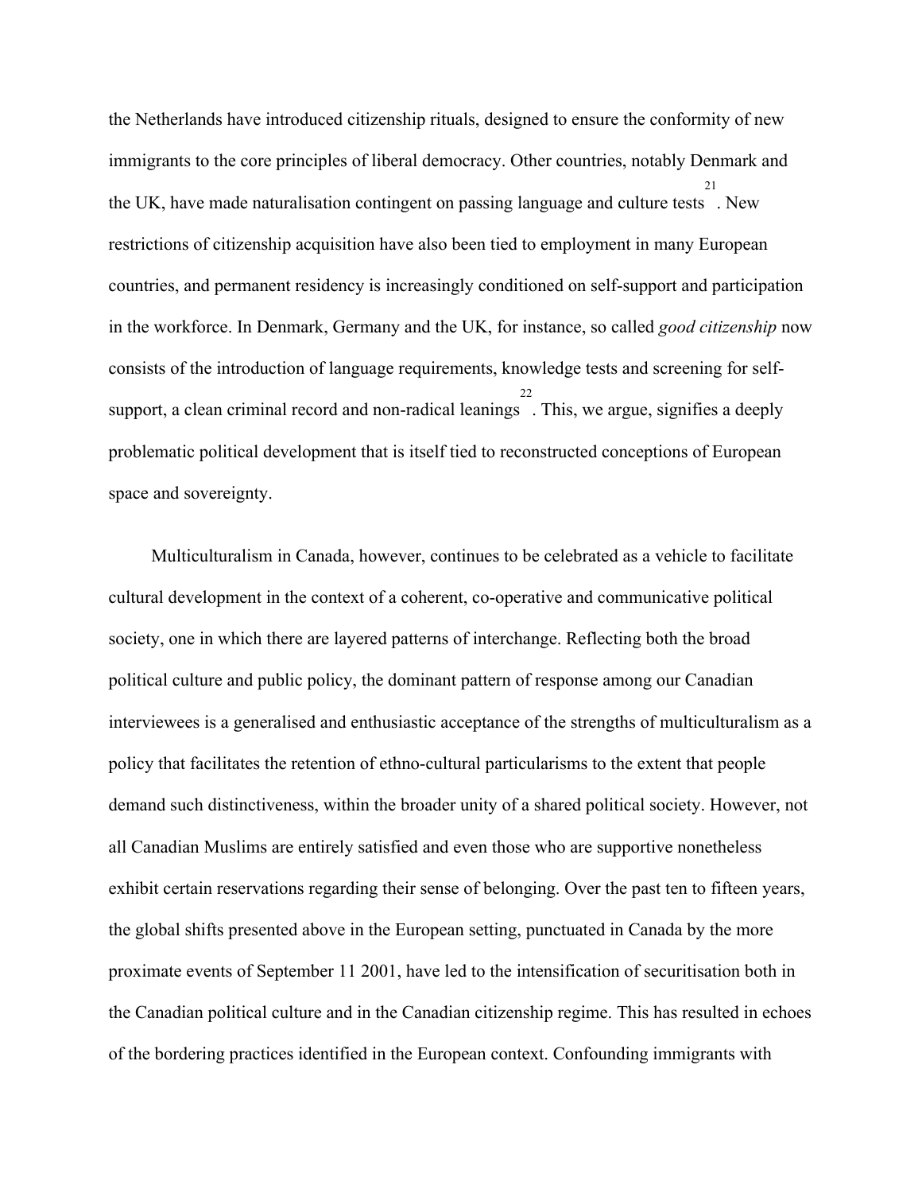the Netherlands have introduced citizenship rituals, designed to ensure the conformity of new immigrants to the core principles of liberal democracy. Other countries, notably Denmark and the UK, have made naturalisation contingent on passing language and culture tests[21]. New restrictions of citizenship acquisition have also been tied to employment in many European countries, and permanent residency is increasingly conditioned on self-support and participation in the workforce. In Denmark, Germany and the UK, for instance, so called *good citizenship* now consists of the introduction of language requirements, knowledge tests and screening for self-support, a clean criminal record and non-radical leanings[22]. This, we argue, signifies a deeply problematic political development that is itself tied to reconstructed conceptions of European space and sovereignty.

Multiculturalism in Canada, however, continues to be celebrated as a vehicle to facilitate cultural development in the context of a coherent, co-operative and communicative political society, one in which there are layered patterns of interchange. Reflecting both the broad political culture and public policy, the dominant pattern of response among our Canadian interviewees is a generalised and enthusiastic acceptance of the strengths of multiculturalism as a policy that facilitates the retention of ethno-cultural particularisms to the extent that people demand such distinctiveness, within the broader unity of a shared political society. However, not all Canadian Muslims are entirely satisfied and even those who are supportive nonetheless exhibit certain reservations regarding their sense of belonging. Over the past ten to fifteen years, the global shifts presented above in the European setting, punctuated in Canada by the more proximate events of September 11 2001, have led to the intensification of securitisation both in the Canadian political culture and in the Canadian citizenship regime. This has resulted in echoes of the bordering practices identified in the European context. Confounding immigrants with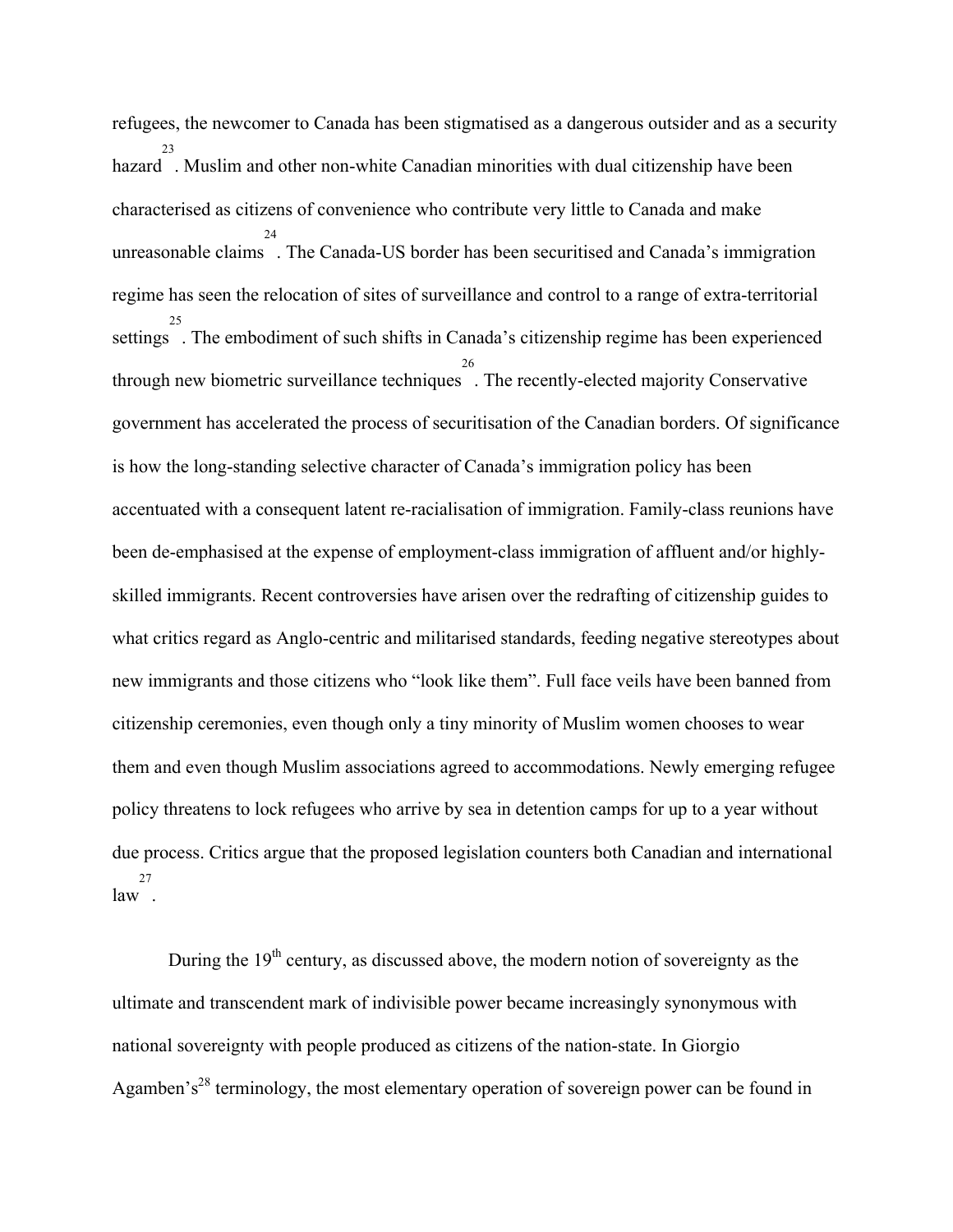refugees, the newcomer to Canada has been stigmatised as a dangerous outsider and as a security hazard[23]. Muslim and other non-white Canadian minorities with dual citizenship have been characterised as citizens of convenience who contribute very little to Canada and make unreasonable claims[24]. The Canada-US border has been securitised and Canada's immigration regime has seen the relocation of sites of surveillance and control to a range of extra-territorial settings[25]. The embodiment of such shifts in Canada's citizenship regime has been experienced through new biometric surveillance techniques[26]. The recently-elected majority Conservative government has accelerated the process of securitisation of the Canadian borders. Of significance is how the long-standing selective character of Canada's immigration policy has been accentuated with a consequent latent re-racialisation of immigration. Family-class reunions have been de-emphasised at the expense of employment-class immigration of affluent and/or highly-skilled immigrants. Recent controversies have arisen over the redrafting of citizenship guides to what critics regard as Anglo-centric and militarised standards, feeding negative stereotypes about new immigrants and those citizens who "look like them". Full face veils have been banned from citizenship ceremonies, even though only a tiny minority of Muslim women chooses to wear them and even though Muslim associations agreed to accommodations. Newly emerging refugee policy threatens to lock refugees who arrive by sea in detention camps for up to a year without due process. Critics argue that the proposed legislation counters both Canadian and international law[27].

During the 19th century, as discussed above, the modern notion of sovereignty as the ultimate and transcendent mark of indivisible power became increasingly synonymous with national sovereignty with people produced as citizens of the nation-state. In Giorgio Agamben's[28] terminology, the most elementary operation of sovereign power can be found in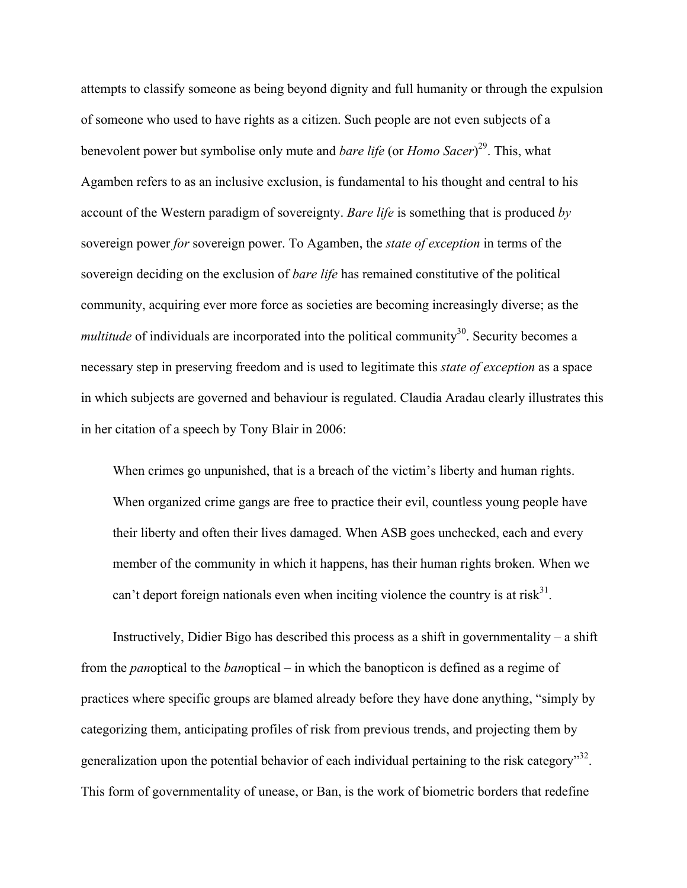attempts to classify someone as being beyond dignity and full humanity or through the expulsion of someone who used to have rights as a citizen. Such people are not even subjects of a benevolent power but symbolise only mute and *bare life* (or *Homo Sacer*)[29]. This, what Agamben refers to as an inclusive exclusion, is fundamental to his thought and central to his account of the Western paradigm of sovereignty. *Bare life* is something that is produced *by* sovereign power *for* sovereign power. To Agamben, the *state of exception* in terms of the sovereign deciding on the exclusion of *bare life* has remained constitutive of the political community, acquiring ever more force as societies are becoming increasingly diverse; as the *multitude* of individuals are incorporated into the political community[30]. Security becomes a necessary step in preserving freedom and is used to legitimate this *state of exception* as a space in which subjects are governed and behaviour is regulated. Claudia Aradau clearly illustrates this in her citation of a speech by Tony Blair in 2006:

> When crimes go unpunished, that is a breach of the victim's liberty and human rights. When organized crime gangs are free to practice their evil, countless young people have their liberty and often their lives damaged. When ASB goes unchecked, each and every member of the community in which it happens, has their human rights broken. When we can't deport foreign nationals even when inciting violence the country is at risk[31].

Instructively, Didier Bigo has described this process as a shift in governmentality – a shift from the *pan*optical to the *ban*optical – in which the banopticon is defined as a regime of practices where specific groups are blamed already before they have done anything, "simply by categorizing them, anticipating profiles of risk from previous trends, and projecting them by generalization upon the potential behavior of each individual pertaining to the risk category"[32]. This form of governmentality of unease, or Ban, is the work of biometric borders that redefine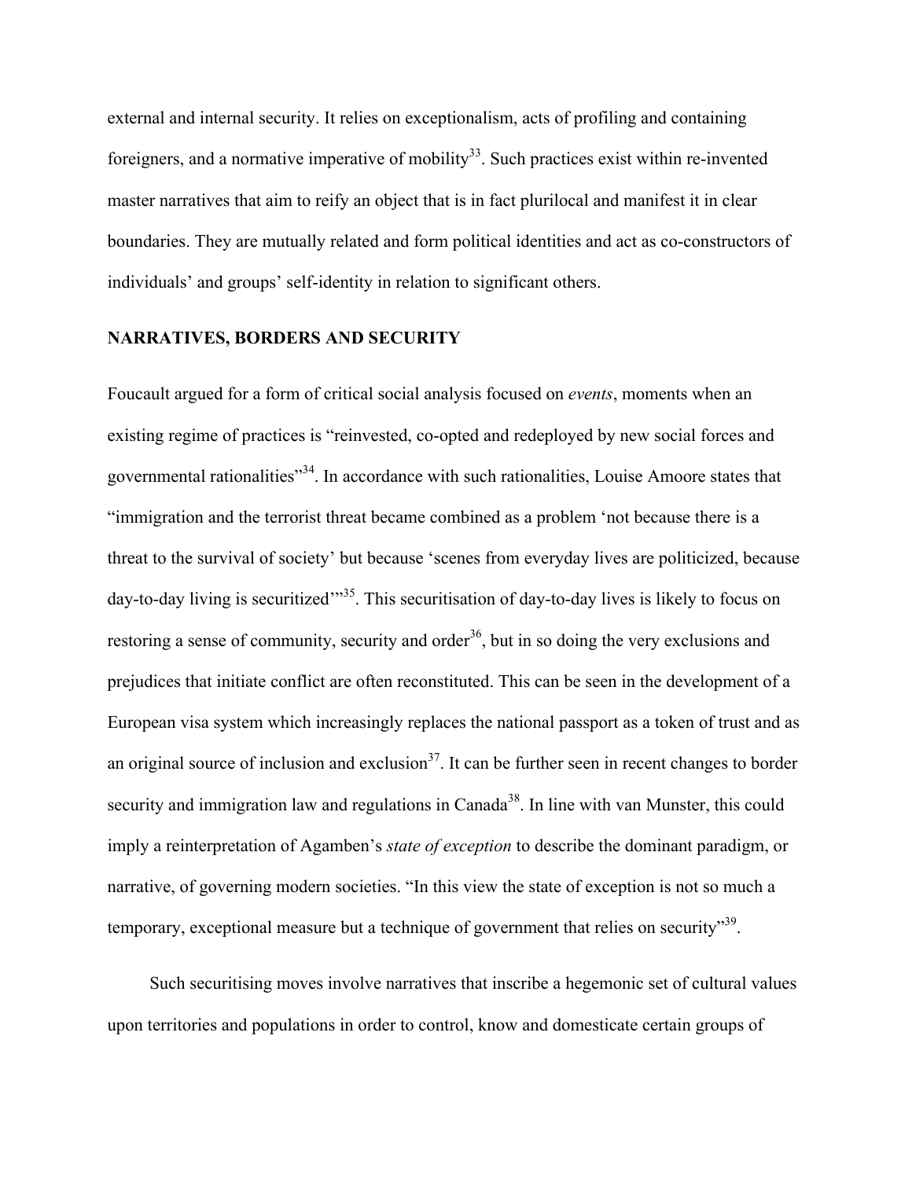external and internal security. It relies on exceptionalism, acts of profiling and containing foreigners, and a normative imperative of mobility[33]. Such practices exist within re-invented master narratives that aim to reify an object that is in fact plurilocal and manifest it in clear boundaries. They are mutually related and form political identities and act as co-constructors of individuals' and groups' self-identity in relation to significant others.

## NARRATIVES, BORDERS AND SECURITY

Foucault argued for a form of critical social analysis focused on *events*, moments when an existing regime of practices is "reinvested, co-opted and redeployed by new social forces and governmental rationalities"[34]. In accordance with such rationalities, Louise Amoore states that "immigration and the terrorist threat became combined as a problem 'not because there is a threat to the survival of society' but because 'scenes from everyday lives are politicized, because day-to-day living is securitized'"[35]. This securitisation of day-to-day lives is likely to focus on restoring a sense of community, security and order[36], but in so doing the very exclusions and prejudices that initiate conflict are often reconstituted. This can be seen in the development of a European visa system which increasingly replaces the national passport as a token of trust and as an original source of inclusion and exclusion[37]. It can be further seen in recent changes to border security and immigration law and regulations in Canada[38]. In line with van Munster, this could imply a reinterpretation of Agamben's *state of exception* to describe the dominant paradigm, or narrative, of governing modern societies. "In this view the state of exception is not so much a temporary, exceptional measure but a technique of government that relies on security"[39].

Such securitising moves involve narratives that inscribe a hegemonic set of cultural values upon territories and populations in order to control, know and domesticate certain groups of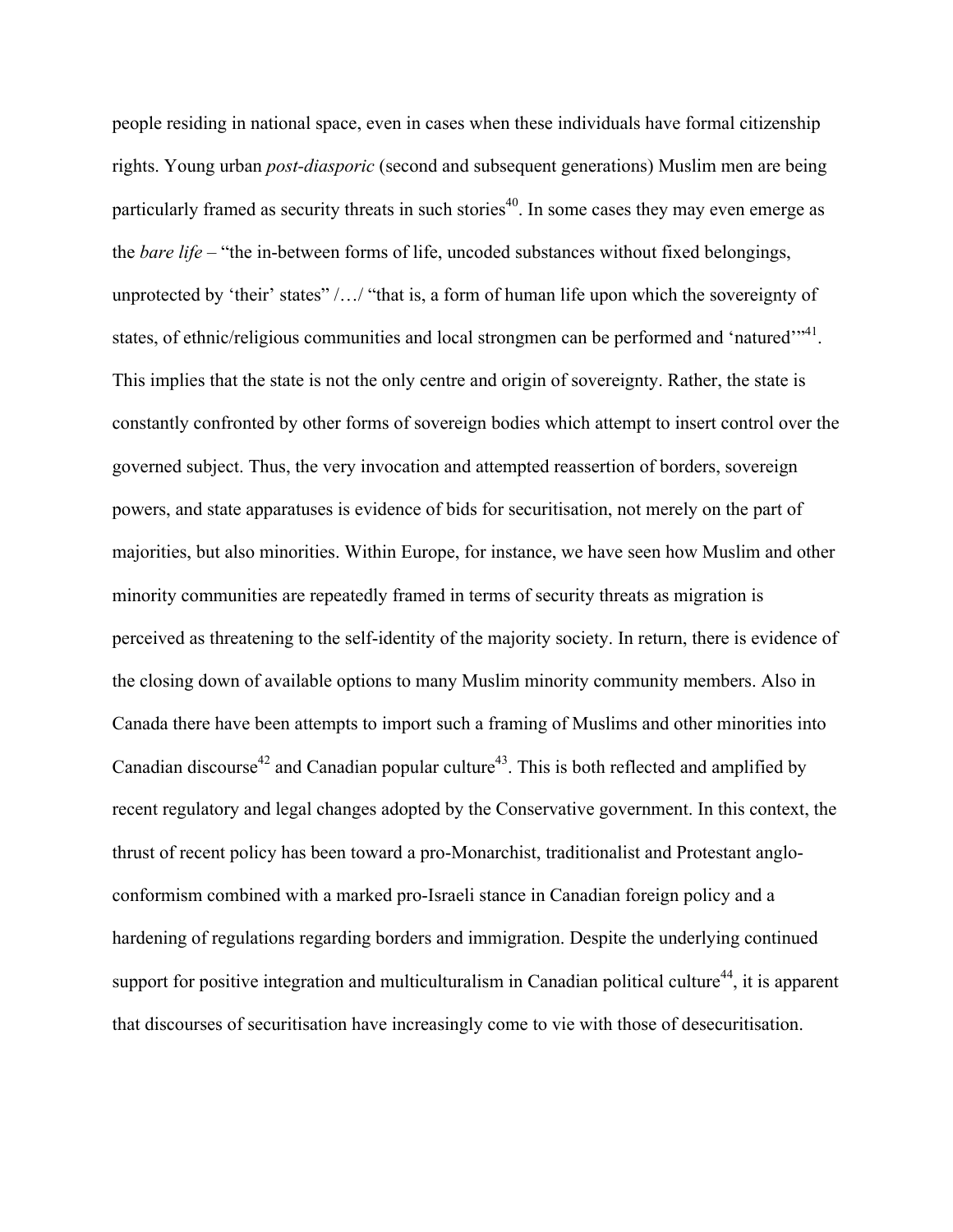people residing in national space, even in cases when these individuals have formal citizenship rights. Young urban *post-diasporic* (second and subsequent generations) Muslim men are being particularly framed as security threats in such stories[40]. In some cases they may even emerge as the *bare life* – "the in-between forms of life, uncoded substances without fixed belongings, unprotected by 'their' states" /…/ "that is, a form of human life upon which the sovereignty of states, of ethnic/religious communities and local strongmen can be performed and 'natured'"[41]. This implies that the state is not the only centre and origin of sovereignty. Rather, the state is constantly confronted by other forms of sovereign bodies which attempt to insert control over the governed subject. Thus, the very invocation and attempted reassertion of borders, sovereign powers, and state apparatuses is evidence of bids for securitisation, not merely on the part of majorities, but also minorities. Within Europe, for instance, we have seen how Muslim and other minority communities are repeatedly framed in terms of security threats as migration is perceived as threatening to the self-identity of the majority society. In return, there is evidence of the closing down of available options to many Muslim minority community members. Also in Canada there have been attempts to import such a framing of Muslims and other minorities into Canadian discourse[42] and Canadian popular culture[43]. This is both reflected and amplified by recent regulatory and legal changes adopted by the Conservative government. In this context, the thrust of recent policy has been toward a pro-Monarchist, traditionalist and Protestant anglo-conformism combined with a marked pro-Israeli stance in Canadian foreign policy and a hardening of regulations regarding borders and immigration. Despite the underlying continued support for positive integration and multiculturalism in Canadian political culture[44], it is apparent that discourses of securitisation have increasingly come to vie with those of desecuritisation.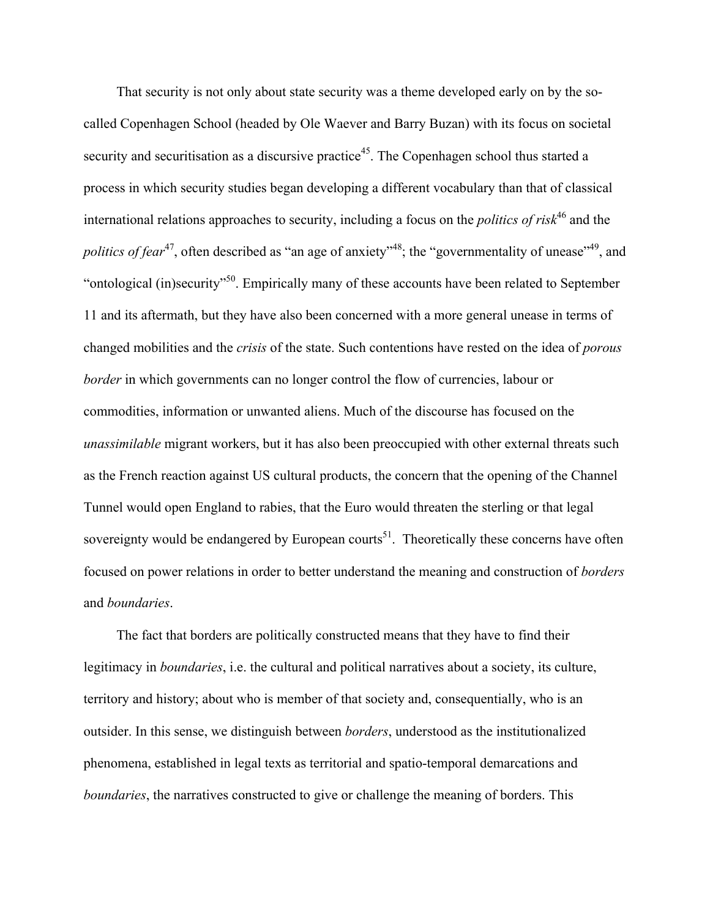That security is not only about state security was a theme developed early on by the so-called Copenhagen School (headed by Ole Waever and Barry Buzan) with its focus on societal security and securitisation as a discursive practice[45]. The Copenhagen school thus started a process in which security studies began developing a different vocabulary than that of classical international relations approaches to security, including a focus on the *politics of risk*[46] and the *politics of fear*[47], often described as "an age of anxiety"[48]; the "governmentality of unease"[49], and "ontological (in)security"[50]. Empirically many of these accounts have been related to September 11 and its aftermath, but they have also been concerned with a more general unease in terms of changed mobilities and the *crisis* of the state. Such contentions have rested on the idea of *porous border* in which governments can no longer control the flow of currencies, labour or commodities, information or unwanted aliens. Much of the discourse has focused on the *unassimilable* migrant workers, but it has also been preoccupied with other external threats such as the French reaction against US cultural products, the concern that the opening of the Channel Tunnel would open England to rabies, that the Euro would threaten the sterling or that legal sovereignty would be endangered by European courts[51]. Theoretically these concerns have often focused on power relations in order to better understand the meaning and construction of *borders* and *boundaries*.

The fact that borders are politically constructed means that they have to find their legitimacy in *boundaries*, i.e. the cultural and political narratives about a society, its culture, territory and history; about who is member of that society and, consequentially, who is an outsider. In this sense, we distinguish between *borders*, understood as the institutionalized phenomena, established in legal texts as territorial and spatio-temporal demarcations and *boundaries*, the narratives constructed to give or challenge the meaning of borders. This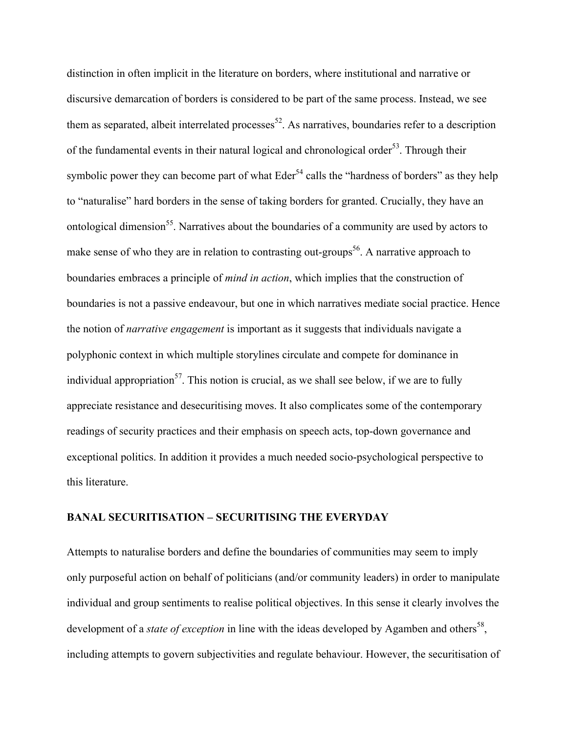distinction in often implicit in the literature on borders, where institutional and narrative or discursive demarcation of borders is considered to be part of the same process. Instead, we see them as separated, albeit interrelated processes[52]. As narratives, boundaries refer to a description of the fundamental events in their natural logical and chronological order[53]. Through their symbolic power they can become part of what Eder[54] calls the "hardness of borders" as they help to "naturalise" hard borders in the sense of taking borders for granted. Crucially, they have an ontological dimension[55]. Narratives about the boundaries of a community are used by actors to make sense of who they are in relation to contrasting out-groups[56]. A narrative approach to boundaries embraces a principle of *mind in action*, which implies that the construction of boundaries is not a passive endeavour, but one in which narratives mediate social practice. Hence the notion of *narrative engagement* is important as it suggests that individuals navigate a polyphonic context in which multiple storylines circulate and compete for dominance in individual appropriation[57]. This notion is crucial, as we shall see below, if we are to fully appreciate resistance and desecuritising moves. It also complicates some of the contemporary readings of security practices and their emphasis on speech acts, top-down governance and exceptional politics. In addition it provides a much needed socio-psychological perspective to this literature.

## BANAL SECURITISATION – SECURITISING THE EVERYDAY

Attempts to naturalise borders and define the boundaries of communities may seem to imply only purposeful action on behalf of politicians (and/or community leaders) in order to manipulate individual and group sentiments to realise political objectives. In this sense it clearly involves the development of a *state of exception* in line with the ideas developed by Agamben and others[58], including attempts to govern subjectivities and regulate behaviour. However, the securitisation of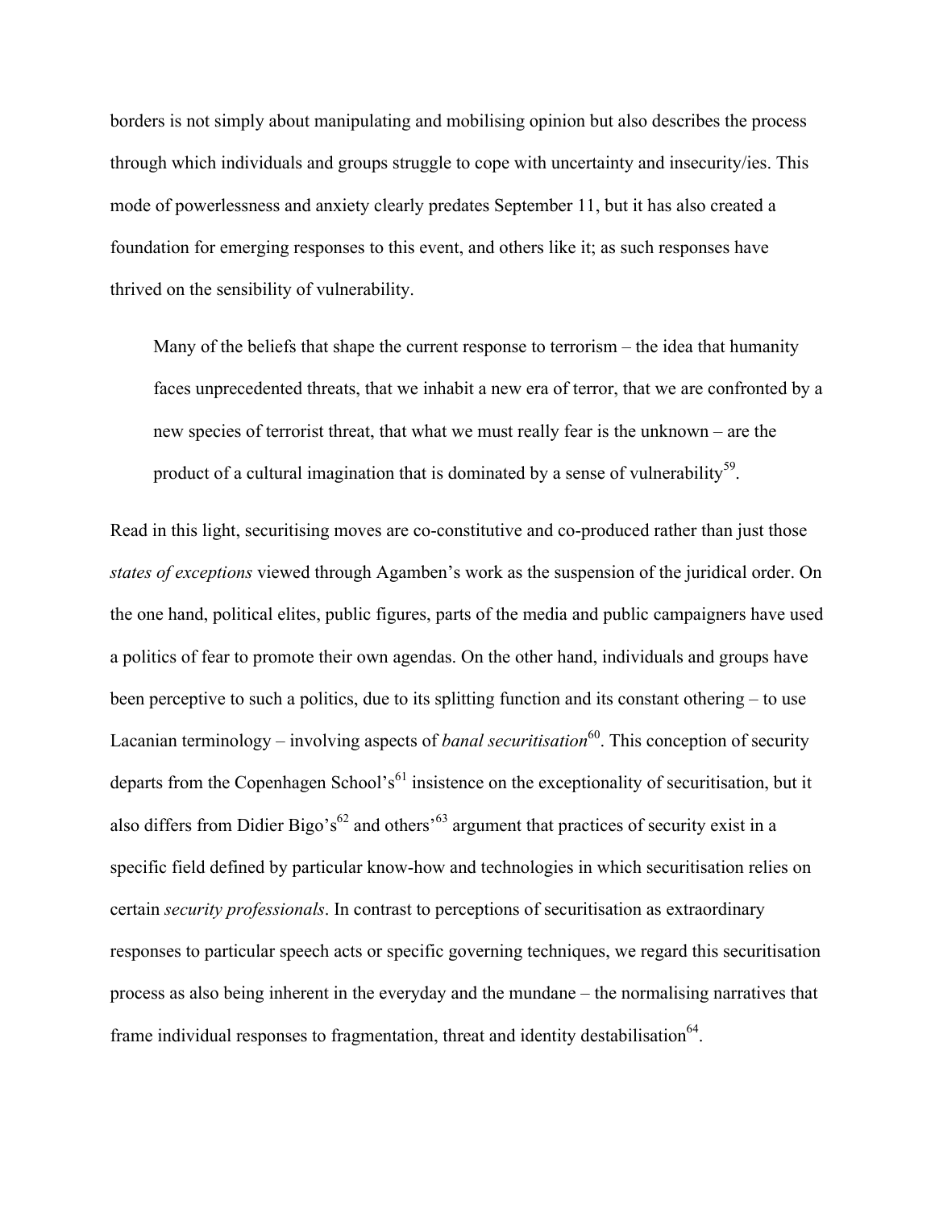borders is not simply about manipulating and mobilising opinion but also describes the process through which individuals and groups struggle to cope with uncertainty and insecurity/ies. This mode of powerlessness and anxiety clearly predates September 11, but it has also created a foundation for emerging responses to this event, and others like it; as such responses have thrived on the sensibility of vulnerability.

> Many of the beliefs that shape the current response to terrorism – the idea that humanity faces unprecedented threats, that we inhabit a new era of terror, that we are confronted by a new species of terrorist threat, that what we must really fear is the unknown – are the product of a cultural imagination that is dominated by a sense of vulnerability[59].

Read in this light, securitising moves are co-constitutive and co-produced rather than just those *states of exceptions* viewed through Agamben's work as the suspension of the juridical order. On the one hand, political elites, public figures, parts of the media and public campaigners have used a politics of fear to promote their own agendas. On the other hand, individuals and groups have been perceptive to such a politics, due to its splitting function and its constant othering – to use Lacanian terminology – involving aspects of *banal securitisation*[60]. This conception of security departs from the Copenhagen School's[61] insistence on the exceptionality of securitisation, but it also differs from Didier Bigo's[62] and others'[63] argument that practices of security exist in a specific field defined by particular know-how and technologies in which securitisation relies on certain *security professionals*. In contrast to perceptions of securitisation as extraordinary responses to particular speech acts or specific governing techniques, we regard this securitisation process as also being inherent in the everyday and the mundane – the normalising narratives that frame individual responses to fragmentation, threat and identity destabilisation[64].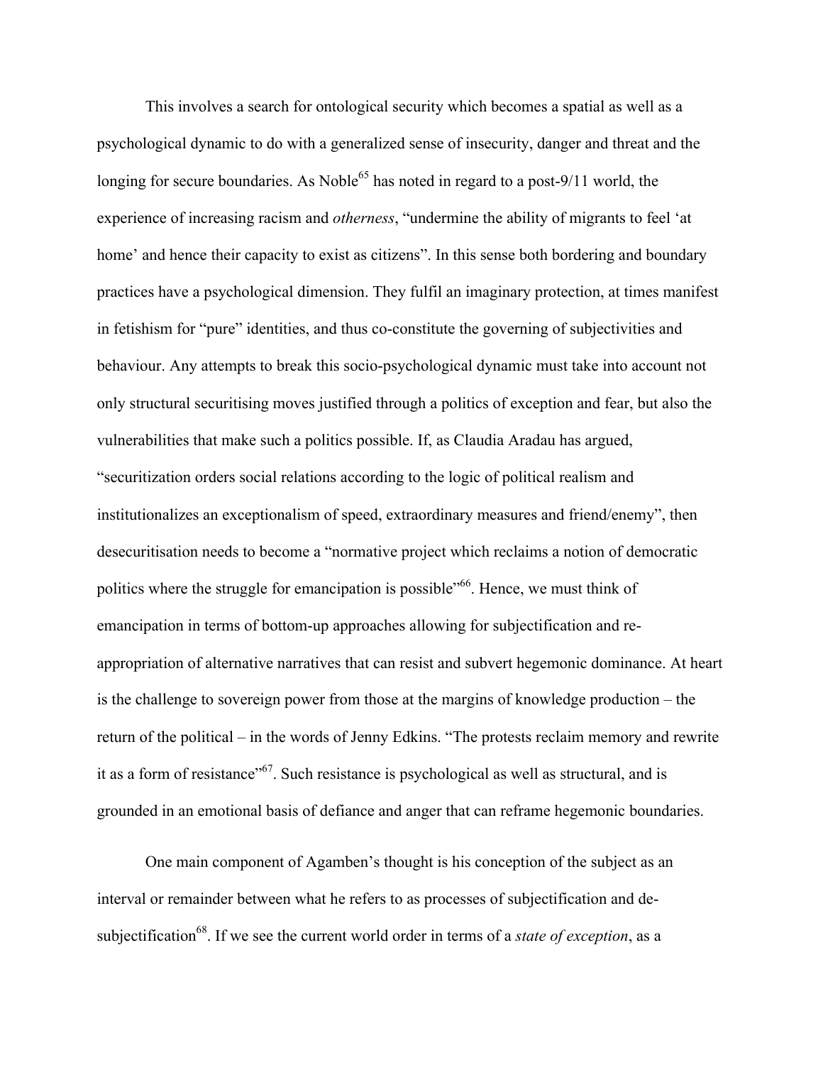This involves a search for ontological security which becomes a spatial as well as a psychological dynamic to do with a generalized sense of insecurity, danger and threat and the longing for secure boundaries. As Noble[65] has noted in regard to a post-9/11 world, the experience of increasing racism and *otherness*, "undermine the ability of migrants to feel 'at home' and hence their capacity to exist as citizens". In this sense both bordering and boundary practices have a psychological dimension. They fulfil an imaginary protection, at times manifest in fetishism for "pure" identities, and thus co-constitute the governing of subjectivities and behaviour. Any attempts to break this socio-psychological dynamic must take into account not only structural securitising moves justified through a politics of exception and fear, but also the vulnerabilities that make such a politics possible. If, as Claudia Aradau has argued, "securitization orders social relations according to the logic of political realism and institutionalizes an exceptionalism of speed, extraordinary measures and friend/enemy", then desecuritisation needs to become a "normative project which reclaims a notion of democratic politics where the struggle for emancipation is possible"[66]. Hence, we must think of emancipation in terms of bottom-up approaches allowing for subjectification and re-appropriation of alternative narratives that can resist and subvert hegemonic dominance. At heart is the challenge to sovereign power from those at the margins of knowledge production – the return of the political – in the words of Jenny Edkins. "The protests reclaim memory and rewrite it as a form of resistance"[67]. Such resistance is psychological as well as structural, and is grounded in an emotional basis of defiance and anger that can reframe hegemonic boundaries.

One main component of Agamben's thought is his conception of the subject as an interval or remainder between what he refers to as processes of subjectification and de-subjectification[68]. If we see the current world order in terms of a *state of exception*, as a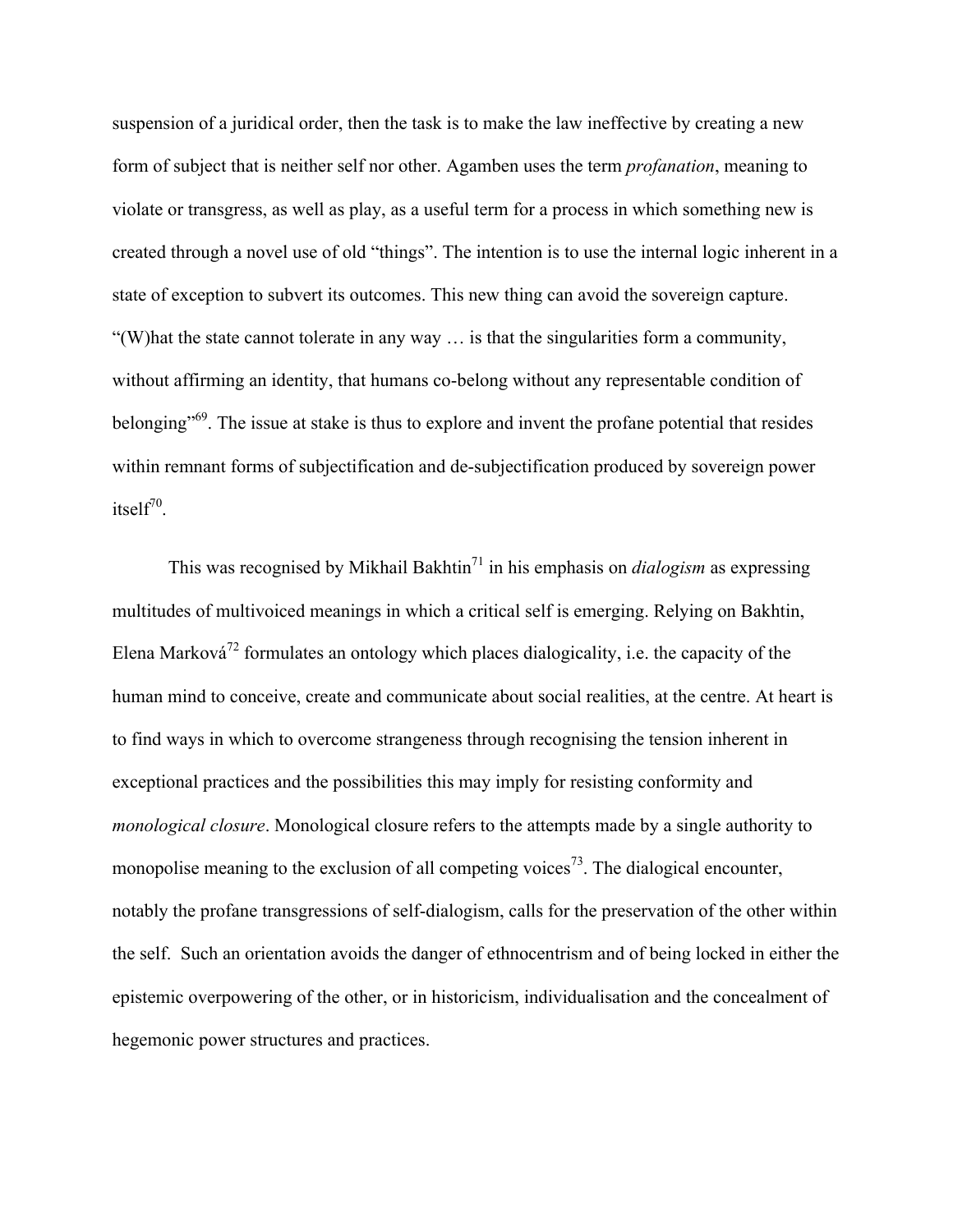suspension of a juridical order, then the task is to make the law ineffective by creating a new form of subject that is neither self nor other. Agamben uses the term *profanation*, meaning to violate or transgress, as well as play, as a useful term for a process in which something new is created through a novel use of old "things". The intention is to use the internal logic inherent in a state of exception to subvert its outcomes. This new thing can avoid the sovereign capture. "(W)hat the state cannot tolerate in any way … is that the singularities form a community, without affirming an identity, that humans co-belong without any representable condition of belonging"[69]. The issue at stake is thus to explore and invent the profane potential that resides within remnant forms of subjectification and de-subjectification produced by sovereign power itself[70].

This was recognised by Mikhail Bakhtin[71] in his emphasis on *dialogism* as expressing multitudes of multivoiced meanings in which a critical self is emerging. Relying on Bakhtin, Elena Marková[72] formulates an ontology which places dialogicality, i.e. the capacity of the human mind to conceive, create and communicate about social realities, at the centre. At heart is to find ways in which to overcome strangeness through recognising the tension inherent in exceptional practices and the possibilities this may imply for resisting conformity and *monological closure*. Monological closure refers to the attempts made by a single authority to monopolise meaning to the exclusion of all competing voices[73]. The dialogical encounter, notably the profane transgressions of self-dialogism, calls for the preservation of the other within the self. Such an orientation avoids the danger of ethnocentrism and of being locked in either the epistemic overpowering of the other, or in historicism, individualisation and the concealment of hegemonic power structures and practices.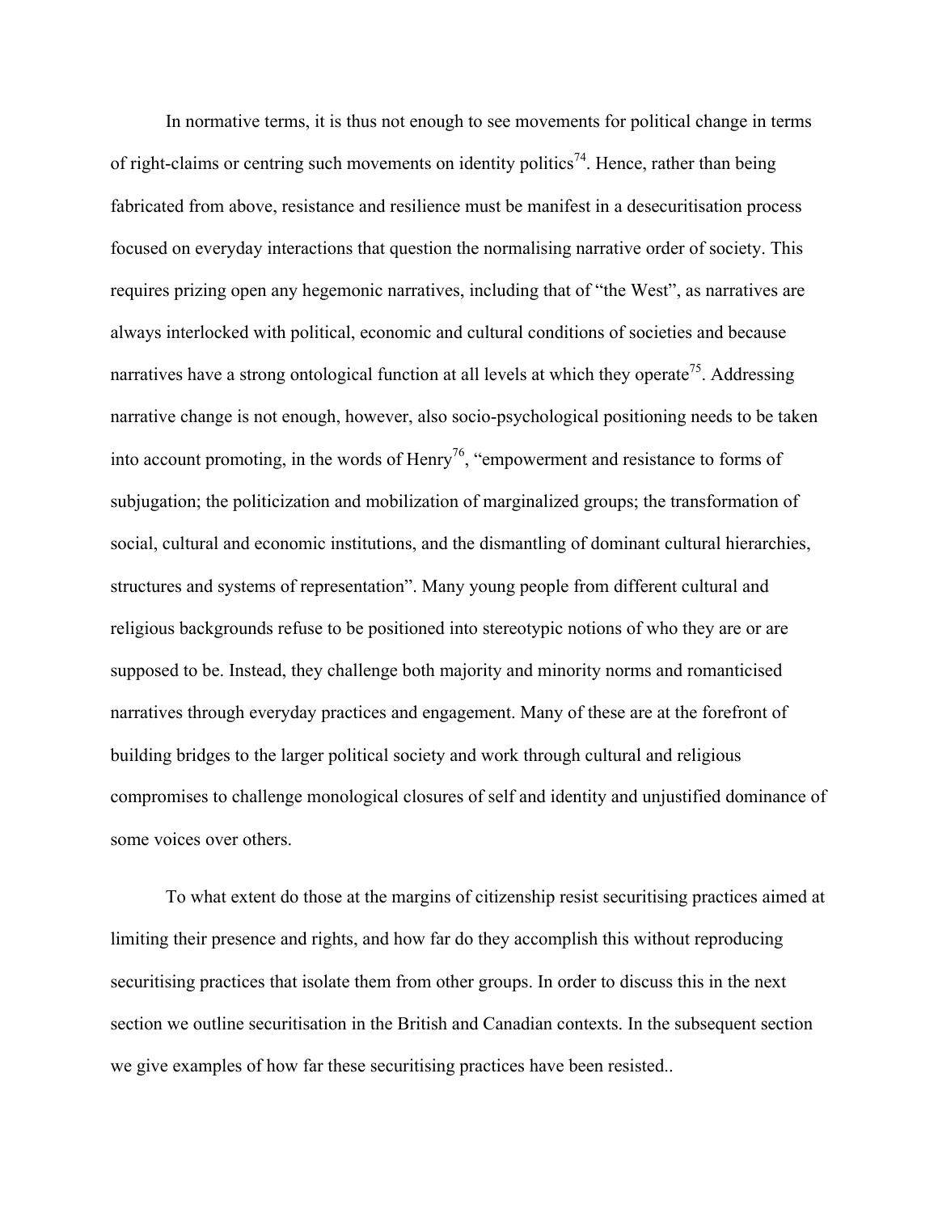In normative terms, it is thus not enough to see movements for political change in terms of right-claims or centring such movements on identity politics[74]. Hence, rather than being fabricated from above, resistance and resilience must be manifest in a desecuritisation process focused on everyday interactions that question the normalising narrative order of society. This requires prizing open any hegemonic narratives, including that of "the West", as narratives are always interlocked with political, economic and cultural conditions of societies and because narratives have a strong ontological function at all levels at which they operate[75]. Addressing narrative change is not enough, however, also socio-psychological positioning needs to be taken into account promoting, in the words of Henry[76], "empowerment and resistance to forms of subjugation; the politicization and mobilization of marginalized groups; the transformation of social, cultural and economic institutions, and the dismantling of dominant cultural hierarchies, structures and systems of representation". Many young people from different cultural and religious backgrounds refuse to be positioned into stereotypic notions of who they are or are supposed to be. Instead, they challenge both majority and minority norms and romanticised narratives through everyday practices and engagement. Many of these are at the forefront of building bridges to the larger political society and work through cultural and religious compromises to challenge monological closures of self and identity and unjustified dominance of some voices over others.

To what extent do those at the margins of citizenship resist securitising practices aimed at limiting their presence and rights, and how far do they accomplish this without reproducing securitising practices that isolate them from other groups. In order to discuss this in the next section we outline securitisation in the British and Canadian contexts. In the subsequent section we give examples of how far these securitising practices have been resisted..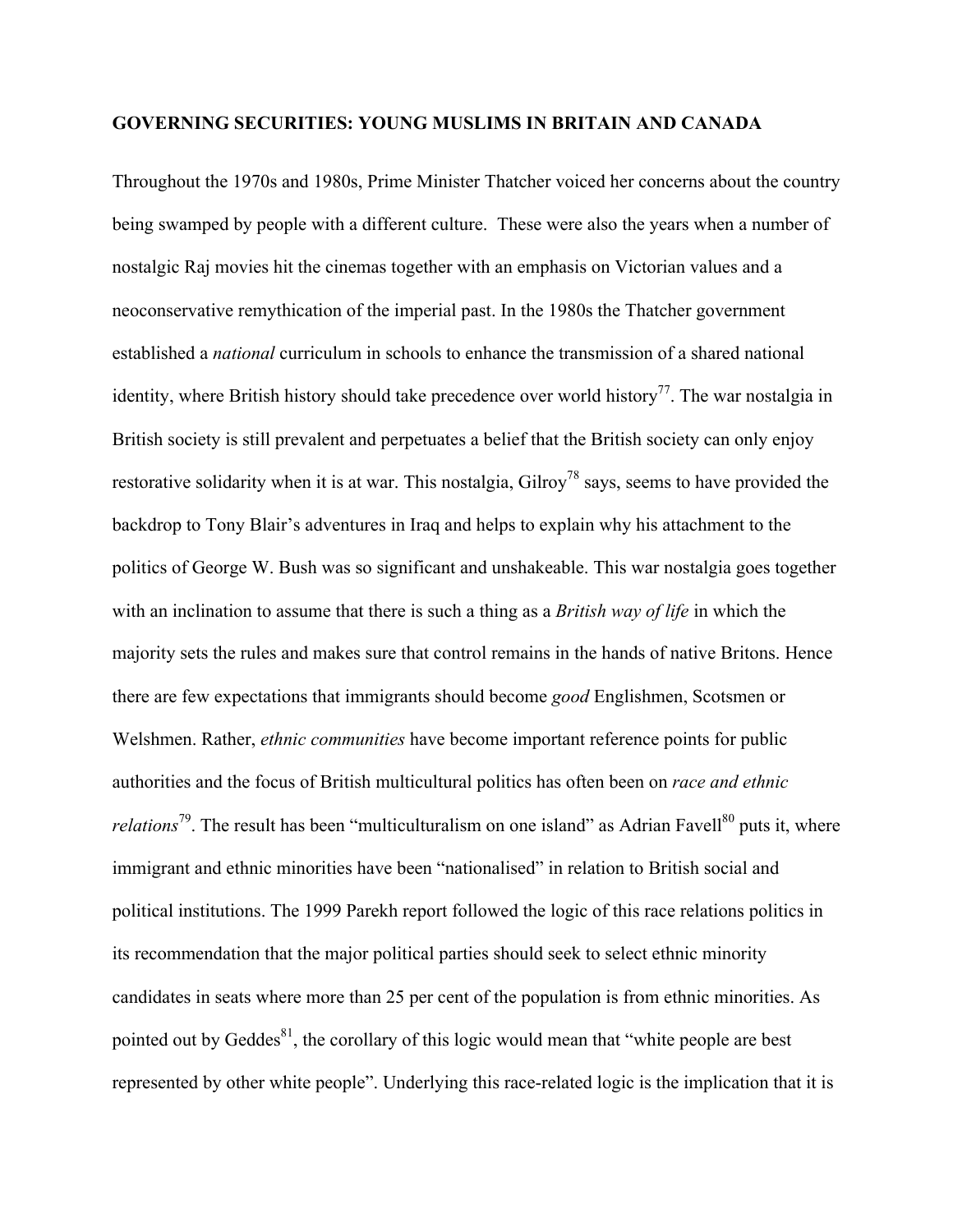**GOVERNING SECURITIES: YOUNG MUSLIMS IN BRITAIN AND CANADA**

Throughout the 1970s and 1980s, Prime Minister Thatcher voiced her concerns about the country being swamped by people with a different culture. These were also the years when a number of nostalgic Raj movies hit the cinemas together with an emphasis on Victorian values and a neoconservative remythication of the imperial past. In the 1980s the Thatcher government established a *national* curriculum in schools to enhance the transmission of a shared national identity, where British history should take precedence over world history[77]. The war nostalgia in British society is still prevalent and perpetuates a belief that the British society can only enjoy restorative solidarity when it is at war. This nostalgia, Gilroy[78] says, seems to have provided the backdrop to Tony Blair's adventures in Iraq and helps to explain why his attachment to the politics of George W. Bush was so significant and unshakeable. This war nostalgia goes together with an inclination to assume that there is such a thing as a *British way of life* in which the majority sets the rules and makes sure that control remains in the hands of native Britons. Hence there are few expectations that immigrants should become *good* Englishmen, Scotsmen or Welshmen. Rather, *ethnic communities* have become important reference points for public authorities and the focus of British multicultural politics has often been on *race and ethnic relations*[79]. The result has been "multiculturalism on one island" as Adrian Favell[80] puts it, where immigrant and ethnic minorities have been "nationalised" in relation to British social and political institutions. The 1999 Parekh report followed the logic of this race relations politics in its recommendation that the major political parties should seek to select ethnic minority candidates in seats where more than 25 per cent of the population is from ethnic minorities. As pointed out by Geddes[81], the corollary of this logic would mean that "white people are best represented by other white people". Underlying this race-related logic is the implication that it is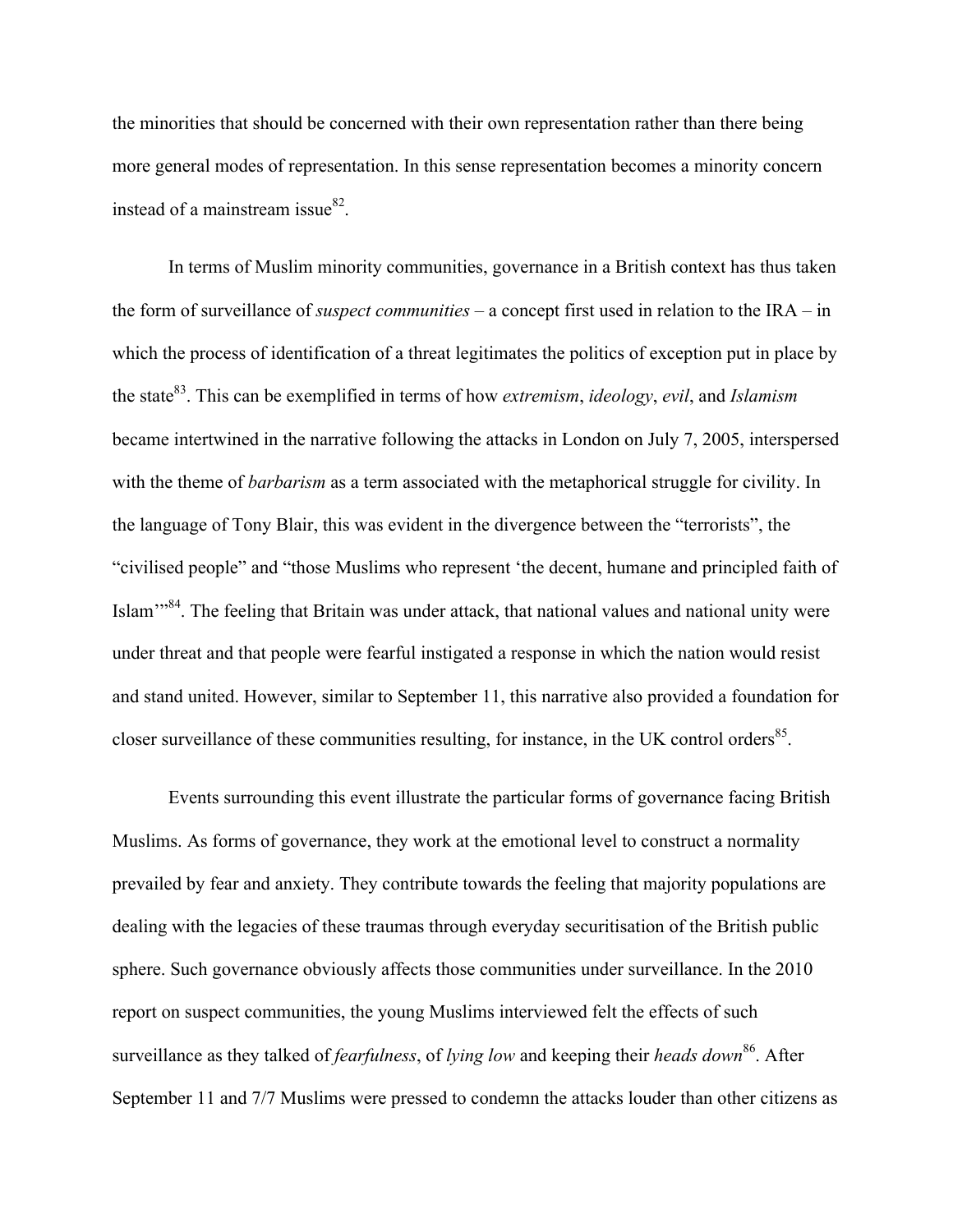the minorities that should be concerned with their own representation rather than there being more general modes of representation. In this sense representation becomes a minority concern instead of a mainstream issue[82].

In terms of Muslim minority communities, governance in a British context has thus taken the form of surveillance of *suspect communities* – a concept first used in relation to the IRA – in which the process of identification of a threat legitimates the politics of exception put in place by the state[83]. This can be exemplified in terms of how *extremism*, *ideology*, *evil*, and *Islamism* became intertwined in the narrative following the attacks in London on July 7, 2005, interspersed with the theme of *barbarism* as a term associated with the metaphorical struggle for civility. In the language of Tony Blair, this was evident in the divergence between the "terrorists", the "civilised people" and "those Muslims who represent 'the decent, humane and principled faith of Islam'"[84]. The feeling that Britain was under attack, that national values and national unity were under threat and that people were fearful instigated a response in which the nation would resist and stand united. However, similar to September 11, this narrative also provided a foundation for closer surveillance of these communities resulting, for instance, in the UK control orders[85].

Events surrounding this event illustrate the particular forms of governance facing British Muslims. As forms of governance, they work at the emotional level to construct a normality prevailed by fear and anxiety. They contribute towards the feeling that majority populations are dealing with the legacies of these traumas through everyday securitisation of the British public sphere. Such governance obviously affects those communities under surveillance. In the 2010 report on suspect communities, the young Muslims interviewed felt the effects of such surveillance as they talked of *fearfulness*, of *lying low* and keeping their *heads down*[86]. After September 11 and 7/7 Muslims were pressed to condemn the attacks louder than other citizens as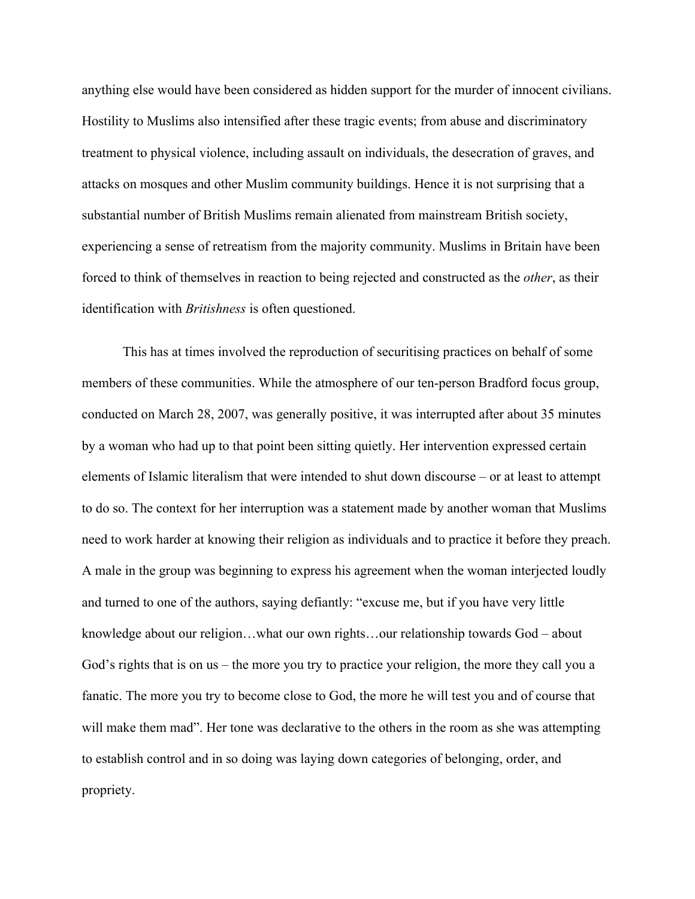anything else would have been considered as hidden support for the murder of innocent civilians. Hostility to Muslims also intensified after these tragic events; from abuse and discriminatory treatment to physical violence, including assault on individuals, the desecration of graves, and attacks on mosques and other Muslim community buildings. Hence it is not surprising that a substantial number of British Muslims remain alienated from mainstream British society, experiencing a sense of retreatism from the majority community. Muslims in Britain have been forced to think of themselves in reaction to being rejected and constructed as the *other*, as their identification with *Britishness* is often questioned.

This has at times involved the reproduction of securitising practices on behalf of some members of these communities. While the atmosphere of our ten-person Bradford focus group, conducted on March 28, 2007, was generally positive, it was interrupted after about 35 minutes by a woman who had up to that point been sitting quietly. Her intervention expressed certain elements of Islamic literalism that were intended to shut down discourse – or at least to attempt to do so. The context for her interruption was a statement made by another woman that Muslims need to work harder at knowing their religion as individuals and to practice it before they preach. A male in the group was beginning to express his agreement when the woman interjected loudly and turned to one of the authors, saying defiantly: "excuse me, but if you have very little knowledge about our religion…what our own rights…our relationship towards God – about God's rights that is on us – the more you try to practice your religion, the more they call you a fanatic. The more you try to become close to God, the more he will test you and of course that will make them mad". Her tone was declarative to the others in the room as she was attempting to establish control and in so doing was laying down categories of belonging, order, and propriety.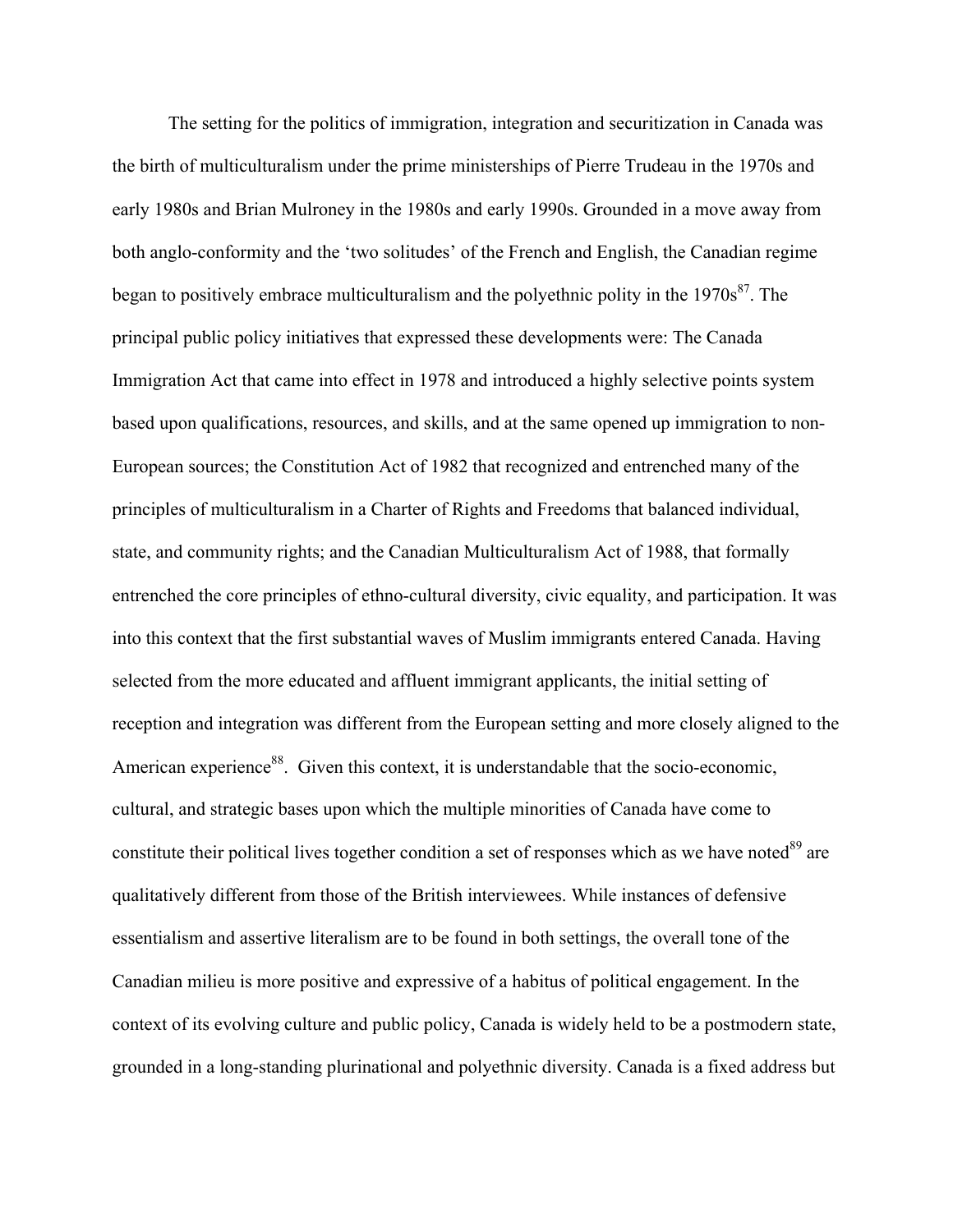The setting for the politics of immigration, integration and securitization in Canada was the birth of multiculturalism under the prime ministerships of Pierre Trudeau in the 1970s and early 1980s and Brian Mulroney in the 1980s and early 1990s. Grounded in a move away from both anglo-conformity and the 'two solitudes' of the French and English, the Canadian regime began to positively embrace multiculturalism and the polyethnic polity in the 1970s[87]. The principal public policy initiatives that expressed these developments were: The Canada Immigration Act that came into effect in 1978 and introduced a highly selective points system based upon qualifications, resources, and skills, and at the same opened up immigration to non-European sources; the Constitution Act of 1982 that recognized and entrenched many of the principles of multiculturalism in a Charter of Rights and Freedoms that balanced individual, state, and community rights; and the Canadian Multiculturalism Act of 1988, that formally entrenched the core principles of ethno-cultural diversity, civic equality, and participation. It was into this context that the first substantial waves of Muslim immigrants entered Canada. Having selected from the more educated and affluent immigrant applicants, the initial setting of reception and integration was different from the European setting and more closely aligned to the American experience[88]. Given this context, it is understandable that the socio-economic, cultural, and strategic bases upon which the multiple minorities of Canada have come to constitute their political lives together condition a set of responses which as we have noted[89] are qualitatively different from those of the British interviewees. While instances of defensive essentialism and assertive literalism are to be found in both settings, the overall tone of the Canadian milieu is more positive and expressive of a habitus of political engagement. In the context of its evolving culture and public policy, Canada is widely held to be a postmodern state, grounded in a long-standing plurinational and polyethnic diversity. Canada is a fixed address but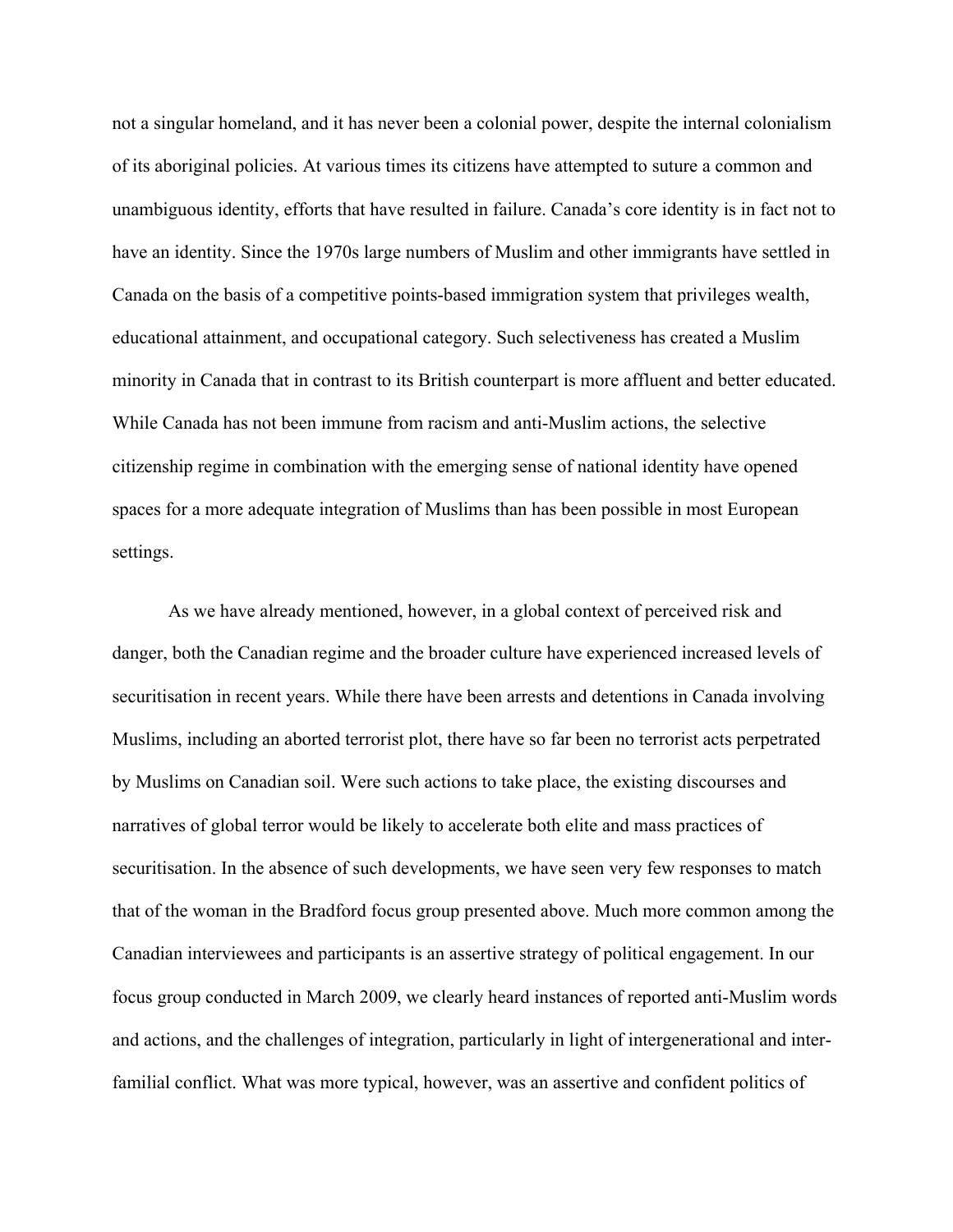not a singular homeland, and it has never been a colonial power, despite the internal colonialism of its aboriginal policies. At various times its citizens have attempted to suture a common and unambiguous identity, efforts that have resulted in failure. Canada's core identity is in fact not to have an identity. Since the 1970s large numbers of Muslim and other immigrants have settled in Canada on the basis of a competitive points-based immigration system that privileges wealth, educational attainment, and occupational category. Such selectiveness has created a Muslim minority in Canada that in contrast to its British counterpart is more affluent and better educated. While Canada has not been immune from racism and anti-Muslim actions, the selective citizenship regime in combination with the emerging sense of national identity have opened spaces for a more adequate integration of Muslims than has been possible in most European settings.

As we have already mentioned, however, in a global context of perceived risk and danger, both the Canadian regime and the broader culture have experienced increased levels of securitisation in recent years. While there have been arrests and detentions in Canada involving Muslims, including an aborted terrorist plot, there have so far been no terrorist acts perpetrated by Muslims on Canadian soil. Were such actions to take place, the existing discourses and narratives of global terror would be likely to accelerate both elite and mass practices of securitisation. In the absence of such developments, we have seen very few responses to match that of the woman in the Bradford focus group presented above. Much more common among the Canadian interviewees and participants is an assertive strategy of political engagement. In our focus group conducted in March 2009, we clearly heard instances of reported anti-Muslim words and actions, and the challenges of integration, particularly in light of intergenerational and inter-familial conflict. What was more typical, however, was an assertive and confident politics of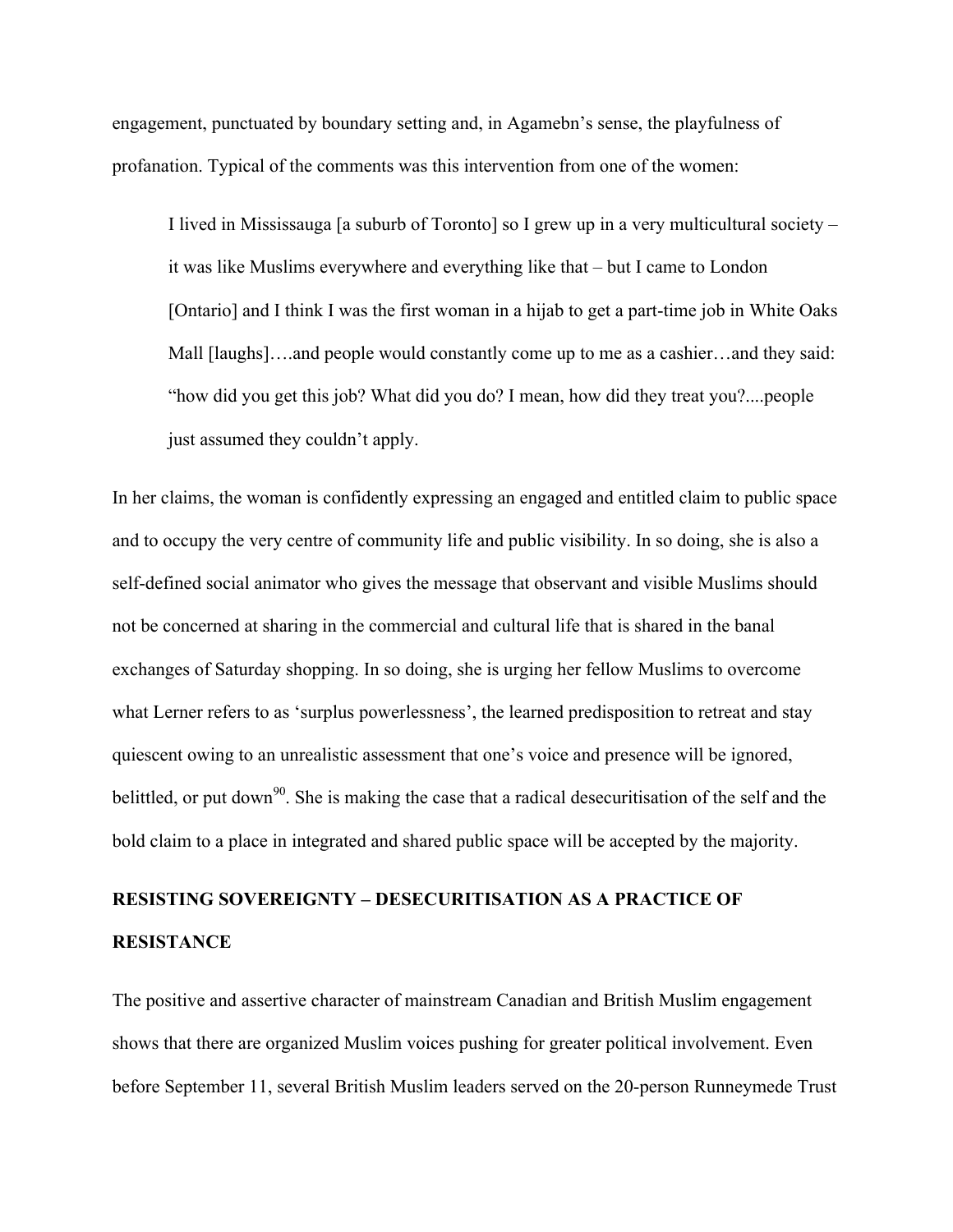engagement, punctuated by boundary setting and, in Agamebn's sense, the playfulness of profanation. Typical of the comments was this intervention from one of the women:

> I lived in Mississauga [a suburb of Toronto] so I grew up in a very multicultural society – it was like Muslims everywhere and everything like that – but I came to London [Ontario] and I think I was the first woman in a hijab to get a part-time job in White Oaks Mall [laughs]….and people would constantly come up to me as a cashier…and they said: "how did you get this job? What did you do? I mean, how did they treat you?....people just assumed they couldn't apply.

In her claims, the woman is confidently expressing an engaged and entitled claim to public space and to occupy the very centre of community life and public visibility. In so doing, she is also a self-defined social animator who gives the message that observant and visible Muslims should not be concerned at sharing in the commercial and cultural life that is shared in the banal exchanges of Saturday shopping. In so doing, she is urging her fellow Muslims to overcome what Lerner refers to as 'surplus powerlessness', the learned predisposition to retreat and stay quiescent owing to an unrealistic assessment that one's voice and presence will be ignored, belittled, or put down[90]. She is making the case that a radical desecuritisation of the self and the bold claim to a place in integrated and shared public space will be accepted by the majority.

## RESISTING SOVEREIGNTY – DESECURITISATION AS A PRACTICE OF RESISTANCE

The positive and assertive character of mainstream Canadian and British Muslim engagement shows that there are organized Muslim voices pushing for greater political involvement. Even before September 11, several British Muslim leaders served on the 20-person Runneymede Trust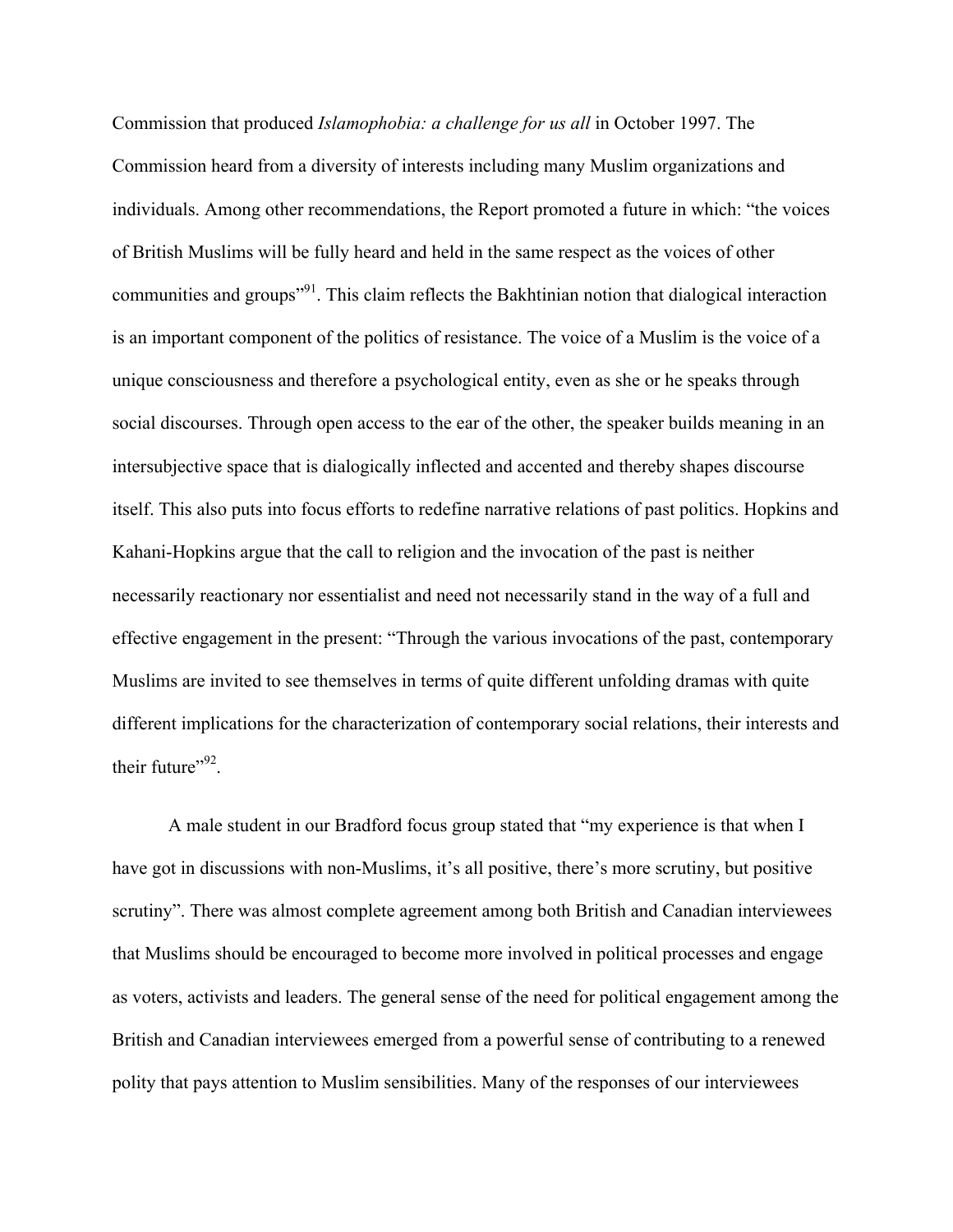Commission that produced *Islamophobia: a challenge for us all* in October 1997. The Commission heard from a diversity of interests including many Muslim organizations and individuals. Among other recommendations, the Report promoted a future in which: "the voices of British Muslims will be fully heard and held in the same respect as the voices of other communities and groups"[91]. This claim reflects the Bakhtinian notion that dialogical interaction is an important component of the politics of resistance. The voice of a Muslim is the voice of a unique consciousness and therefore a psychological entity, even as she or he speaks through social discourses. Through open access to the ear of the other, the speaker builds meaning in an intersubjective space that is dialogically inflected and accented and thereby shapes discourse itself. This also puts into focus efforts to redefine narrative relations of past politics. Hopkins and Kahani-Hopkins argue that the call to religion and the invocation of the past is neither necessarily reactionary nor essentialist and need not necessarily stand in the way of a full and effective engagement in the present: "Through the various invocations of the past, contemporary Muslims are invited to see themselves in terms of quite different unfolding dramas with quite different implications for the characterization of contemporary social relations, their interests and their future"[92].

A male student in our Bradford focus group stated that "my experience is that when I have got in discussions with non-Muslims, it's all positive, there's more scrutiny, but positive scrutiny". There was almost complete agreement among both British and Canadian interviewees that Muslims should be encouraged to become more involved in political processes and engage as voters, activists and leaders. The general sense of the need for political engagement among the British and Canadian interviewees emerged from a powerful sense of contributing to a renewed polity that pays attention to Muslim sensibilities. Many of the responses of our interviewees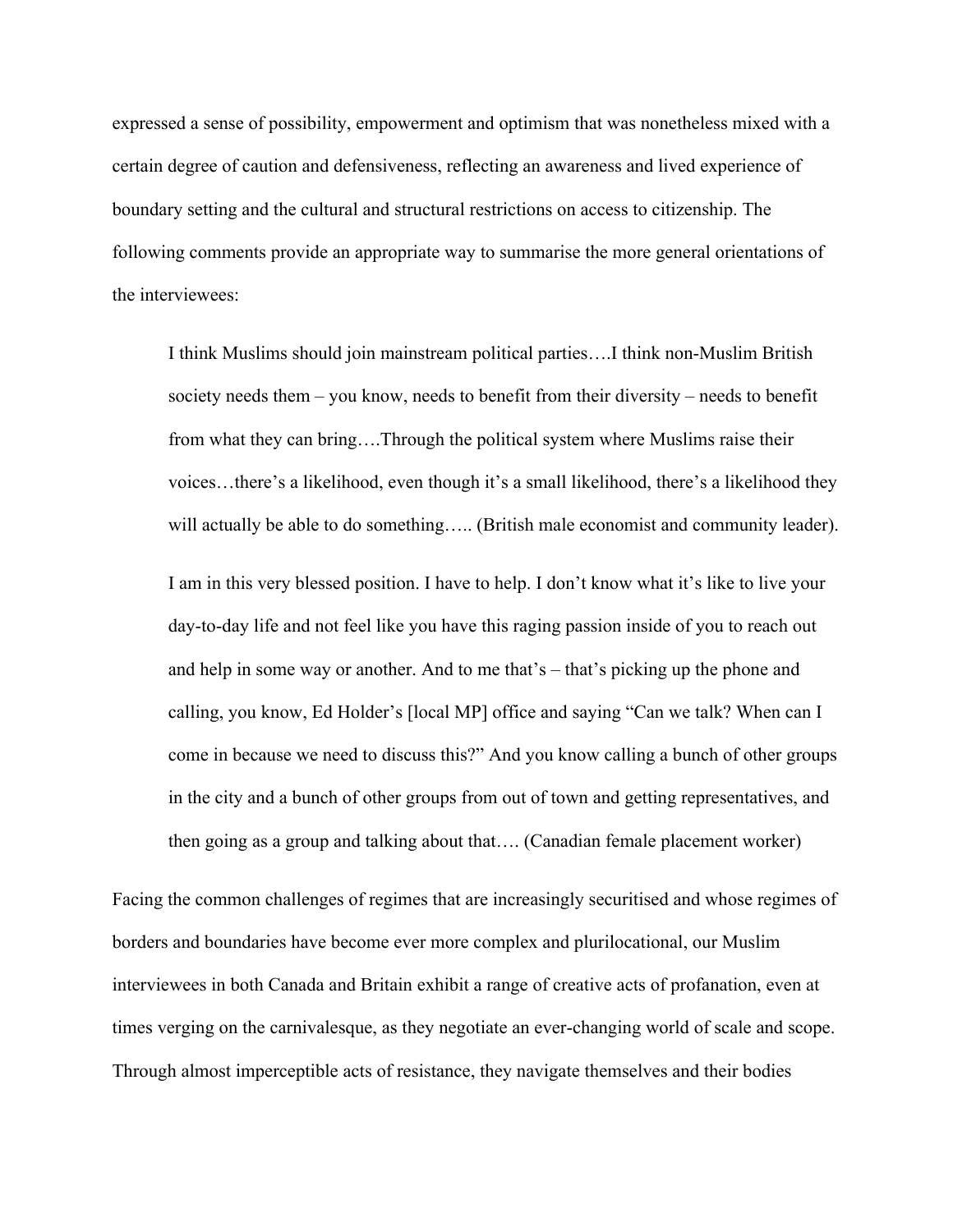expressed a sense of possibility, empowerment and optimism that was nonetheless mixed with a certain degree of caution and defensiveness, reflecting an awareness and lived experience of boundary setting and the cultural and structural restrictions on access to citizenship. The following comments provide an appropriate way to summarise the more general orientations of the interviewees:

> I think Muslims should join mainstream political parties….I think non-Muslim British society needs them – you know, needs to benefit from their diversity – needs to benefit from what they can bring….Through the political system where Muslims raise their voices…there's a likelihood, even though it's a small likelihood, there's a likelihood they will actually be able to do something….. (British male economist and community leader).

> I am in this very blessed position. I have to help. I don't know what it's like to live your day-to-day life and not feel like you have this raging passion inside of you to reach out and help in some way or another. And to me that's – that's picking up the phone and calling, you know, Ed Holder's [local MP] office and saying "Can we talk? When can I come in because we need to discuss this?" And you know calling a bunch of other groups in the city and a bunch of other groups from out of town and getting representatives, and then going as a group and talking about that…. (Canadian female placement worker)

Facing the common challenges of regimes that are increasingly securitised and whose regimes of borders and boundaries have become ever more complex and plurilocational, our Muslim interviewees in both Canada and Britain exhibit a range of creative acts of profanation, even at times verging on the carnivalesque, as they negotiate an ever-changing world of scale and scope. Through almost imperceptible acts of resistance, they navigate themselves and their bodies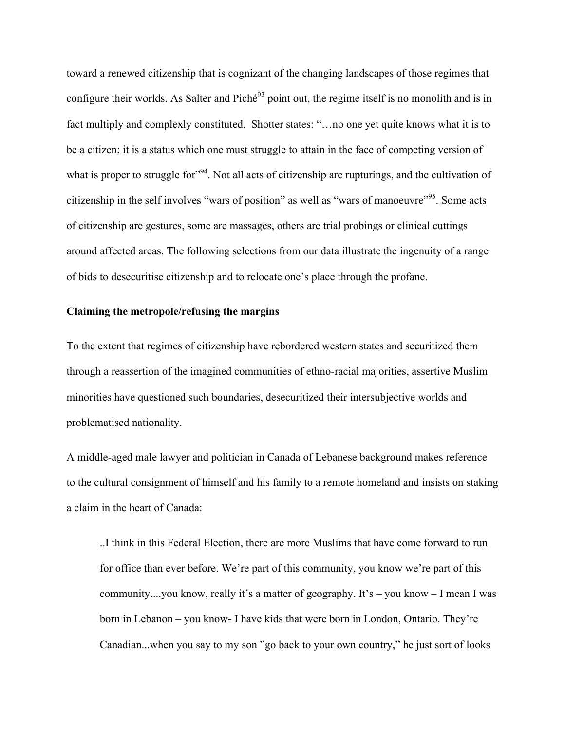toward a renewed citizenship that is cognizant of the changing landscapes of those regimes that configure their worlds. As Salter and Piché[93] point out, the regime itself is no monolith and is in fact multiply and complexly constituted. Shotter states: "…no one yet quite knows what it is to be a citizen; it is a status which one must struggle to attain in the face of competing version of what is proper to struggle for"[94]. Not all acts of citizenship are rupturings, and the cultivation of citizenship in the self involves "wars of position" as well as "wars of manoeuvre"[95]. Some acts of citizenship are gestures, some are massages, others are trial probings or clinical cuttings around affected areas. The following selections from our data illustrate the ingenuity of a range of bids to desecuritise citizenship and to relocate one's place through the profane.

**Claiming the metropole/refusing the margins**

To the extent that regimes of citizenship have rebordered western states and securitized them through a reassertion of the imagined communities of ethno-racial majorities, assertive Muslim minorities have questioned such boundaries, desecuritized their intersubjective worlds and problematised nationality.

A middle-aged male lawyer and politician in Canada of Lebanese background makes reference to the cultural consignment of himself and his family to a remote homeland and insists on staking a claim in the heart of Canada:

> ..I think in this Federal Election, there are more Muslims that have come forward to run for office than ever before. We're part of this community, you know we're part of this community....you know, really it's a matter of geography. It's – you know – I mean I was born in Lebanon – you know- I have kids that were born in London, Ontario. They're Canadian...when you say to my son "go back to your own country," he just sort of looks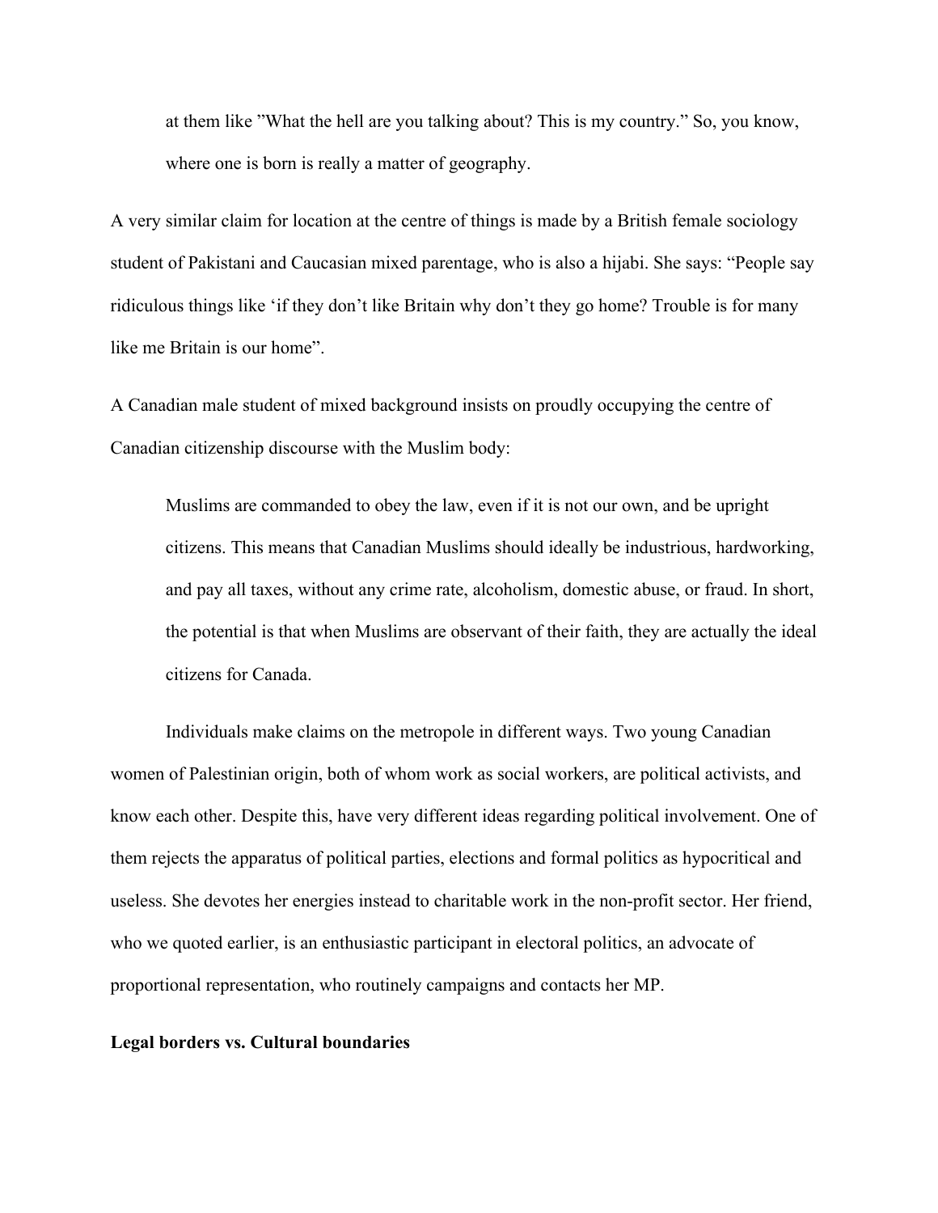> at them like ”What the hell are you talking about? This is my country.” So, you know, where one is born is really a matter of geography.

A very similar claim for location at the centre of things is made by a British female sociology student of Pakistani and Caucasian mixed parentage, who is also a hijabi. She says: “People say ridiculous things like ‘if they don’t like Britain why don’t they go home? Trouble is for many like me Britain is our home”.

A Canadian male student of mixed background insists on proudly occupying the centre of Canadian citizenship discourse with the Muslim body:

> Muslims are commanded to obey the law, even if it is not our own, and be upright citizens. This means that Canadian Muslims should ideally be industrious, hardworking, and pay all taxes, without any crime rate, alcoholism, domestic abuse, or fraud. In short, the potential is that when Muslims are observant of their faith, they are actually the ideal citizens for Canada.

Individuals make claims on the metropole in different ways. Two young Canadian women of Palestinian origin, both of whom work as social workers, are political activists, and know each other. Despite this, have very different ideas regarding political involvement. One of them rejects the apparatus of political parties, elections and formal politics as hypocritical and useless. She devotes her energies instead to charitable work in the non-profit sector. Her friend, who we quoted earlier, is an enthusiastic participant in electoral politics, an advocate of proportional representation, who routinely campaigns and contacts her MP.

**Legal borders vs. Cultural boundaries**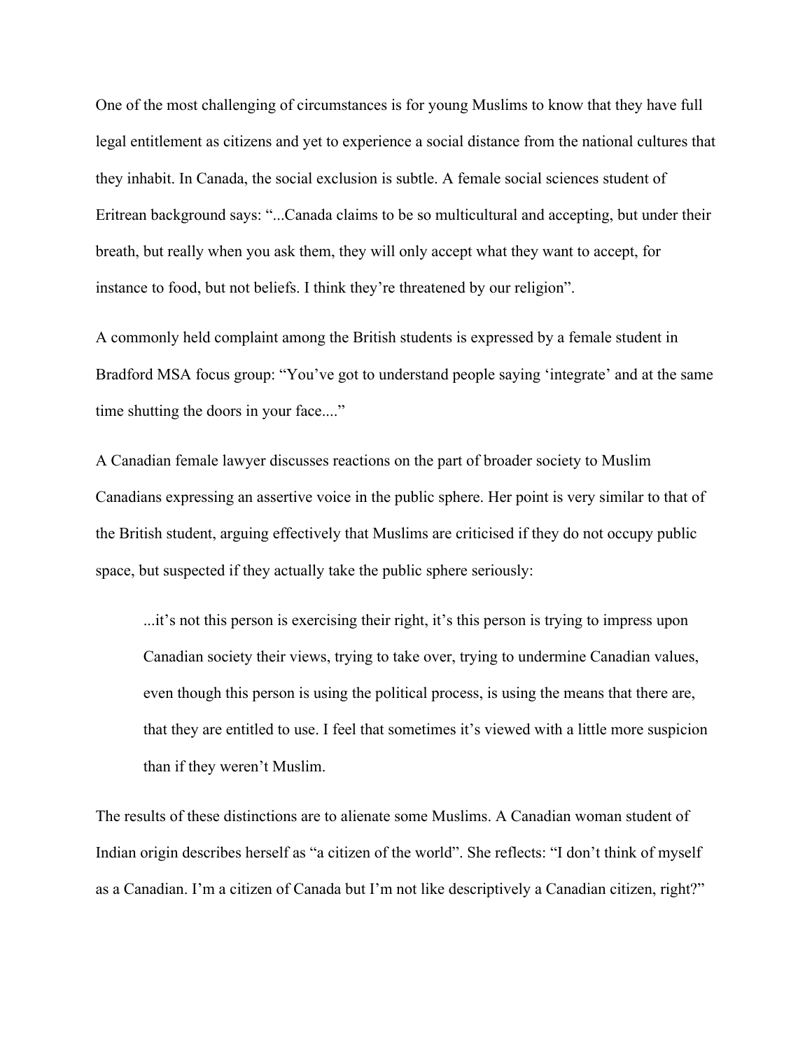One of the most challenging of circumstances is for young Muslims to know that they have full legal entitlement as citizens and yet to experience a social distance from the national cultures that they inhabit. In Canada, the social exclusion is subtle. A female social sciences student of Eritrean background says: "...Canada claims to be so multicultural and accepting, but under their breath, but really when you ask them, they will only accept what they want to accept, for instance to food, but not beliefs. I think they're threatened by our religion".

A commonly held complaint among the British students is expressed by a female student in Bradford MSA focus group: "You've got to understand people saying 'integrate' and at the same time shutting the doors in your face...."

A Canadian female lawyer discusses reactions on the part of broader society to Muslim Canadians expressing an assertive voice in the public sphere. Her point is very similar to that of the British student, arguing effectively that Muslims are criticised if they do not occupy public space, but suspected if they actually take the public sphere seriously:

> ...it's not this person is exercising their right, it's this person is trying to impress upon Canadian society their views, trying to take over, trying to undermine Canadian values, even though this person is using the political process, is using the means that there are, that they are entitled to use. I feel that sometimes it's viewed with a little more suspicion than if they weren't Muslim.

The results of these distinctions are to alienate some Muslims. A Canadian woman student of Indian origin describes herself as "a citizen of the world". She reflects: "I don't think of myself as a Canadian. I'm a citizen of Canada but I'm not like descriptively a Canadian citizen, right?"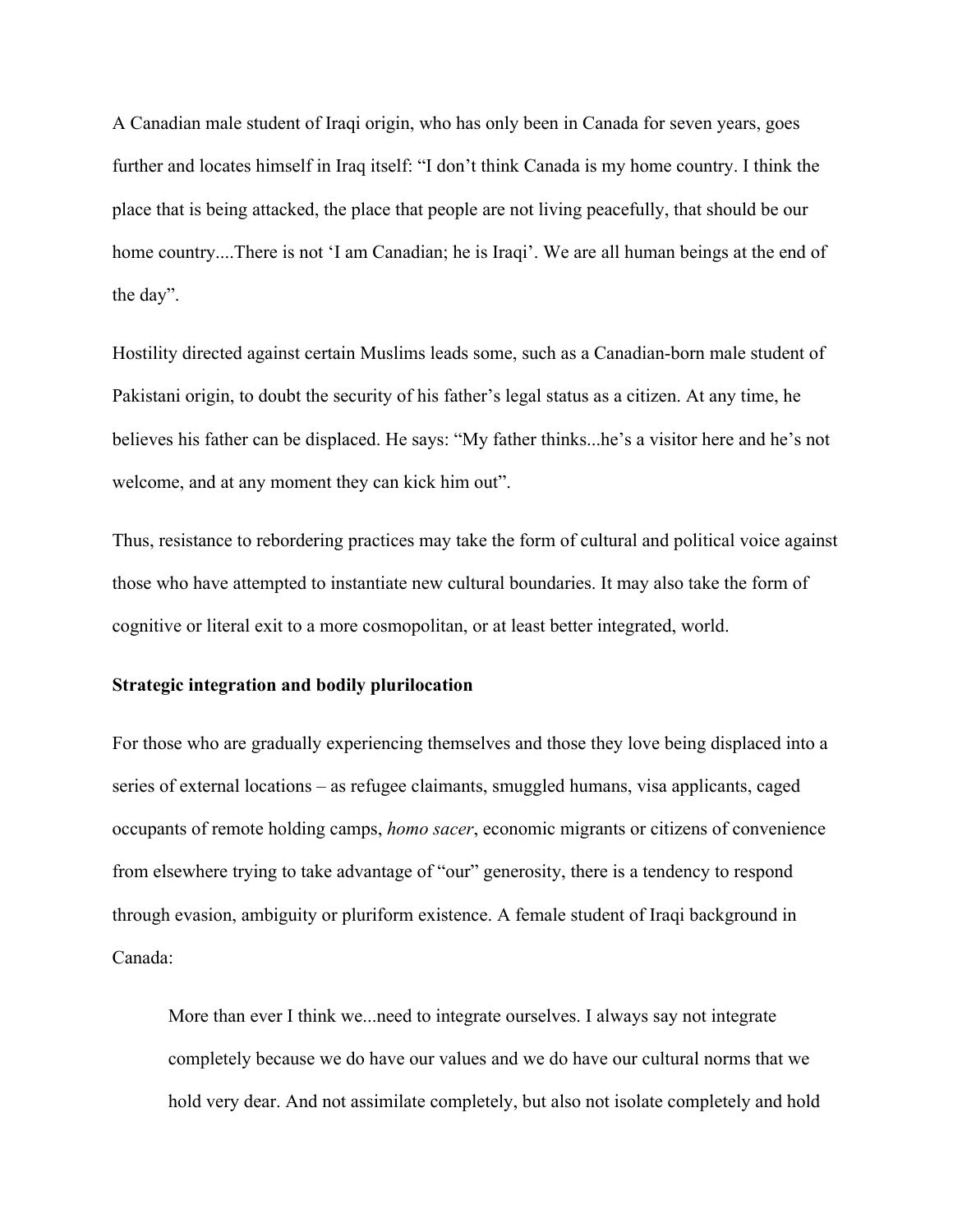A Canadian male student of Iraqi origin, who has only been in Canada for seven years, goes further and locates himself in Iraq itself: "I don't think Canada is my home country. I think the place that is being attacked, the place that people are not living peacefully, that should be our home country....There is not 'I am Canadian; he is Iraqi'. We are all human beings at the end of the day".

Hostility directed against certain Muslims leads some, such as a Canadian-born male student of Pakistani origin, to doubt the security of his father's legal status as a citizen. At any time, he believes his father can be displaced. He says: "My father thinks...he's a visitor here and he's not welcome, and at any moment they can kick him out".

Thus, resistance to rebordering practices may take the form of cultural and political voice against those who have attempted to instantiate new cultural boundaries. It may also take the form of cognitive or literal exit to a more cosmopolitan, or at least better integrated, world.

**Strategic integration and bodily plurilocation**

For those who are gradually experiencing themselves and those they love being displaced into a series of external locations – as refugee claimants, smuggled humans, visa applicants, caged occupants of remote holding camps, *homo sacer*, economic migrants or citizens of convenience from elsewhere trying to take advantage of "our" generosity, there is a tendency to respond through evasion, ambiguity or pluriform existence. A female student of Iraqi background in Canada:

> More than ever I think we...need to integrate ourselves. I always say not integrate completely because we do have our values and we do have our cultural norms that we hold very dear. And not assimilate completely, but also not isolate completely and hold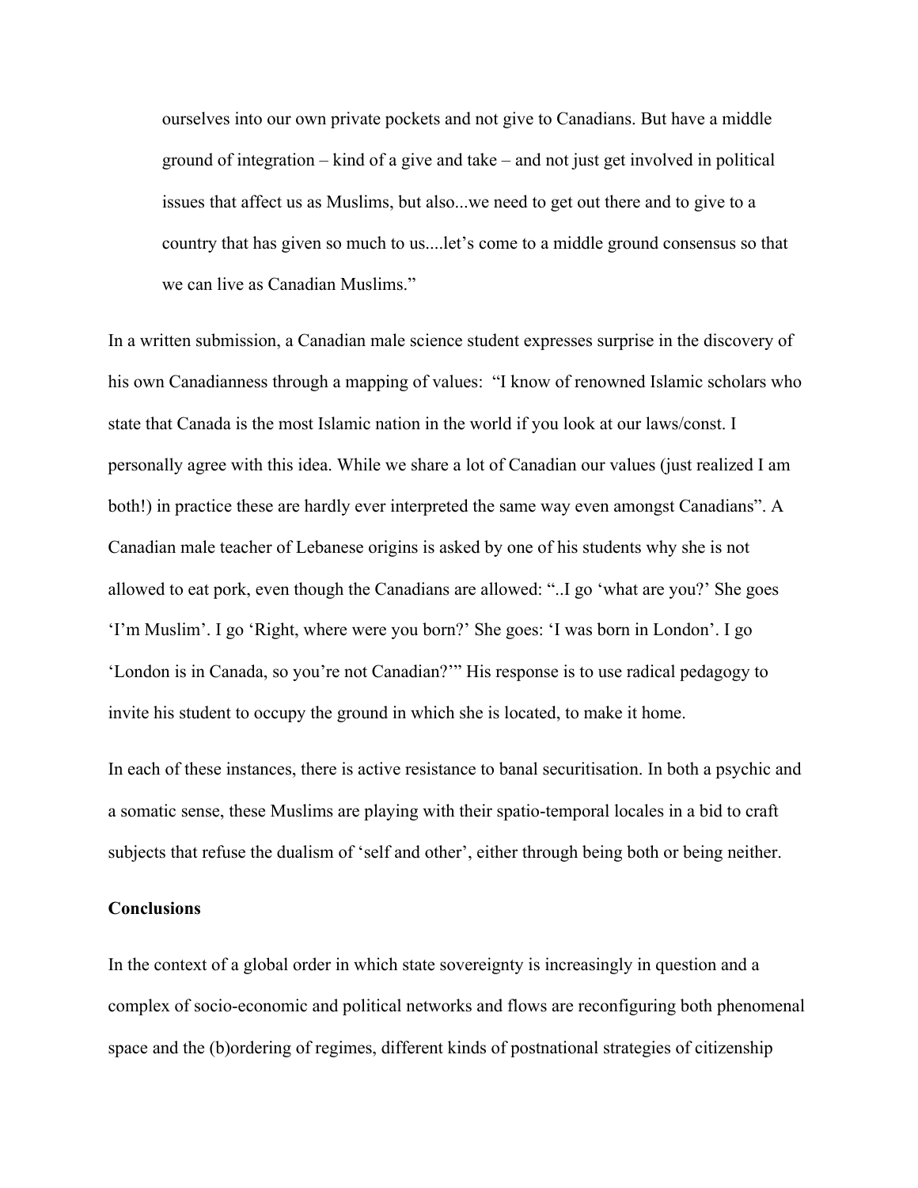> ourselves into our own private pockets and not give to Canadians. But have a middle ground of integration – kind of a give and take – and not just get involved in political issues that affect us as Muslims, but also...we need to get out there and to give to a country that has given so much to us....let's come to a middle ground consensus so that we can live as Canadian Muslims."

In a written submission, a Canadian male science student expresses surprise in the discovery of his own Canadianness through a mapping of values: "I know of renowned Islamic scholars who state that Canada is the most Islamic nation in the world if you look at our laws/const. I personally agree with this idea. While we share a lot of Canadian our values (just realized I am both!) in practice these are hardly ever interpreted the same way even amongst Canadians". A Canadian male teacher of Lebanese origins is asked by one of his students why she is not allowed to eat pork, even though the Canadians are allowed: "..I go 'what are you?' She goes 'I'm Muslim'. I go 'Right, where were you born?' She goes: 'I was born in London'. I go 'London is in Canada, so you're not Canadian?'" His response is to use radical pedagogy to invite his student to occupy the ground in which she is located, to make it home.

In each of these instances, there is active resistance to banal securitisation. In both a psychic and a somatic sense, these Muslims are playing with their spatio-temporal locales in a bid to craft subjects that refuse the dualism of 'self and other', either through being both or being neither.

**Conclusions**

In the context of a global order in which state sovereignty is increasingly in question and a complex of socio-economic and political networks and flows are reconfiguring both phenomenal space and the (b)ordering of regimes, different kinds of postnational strategies of citizenship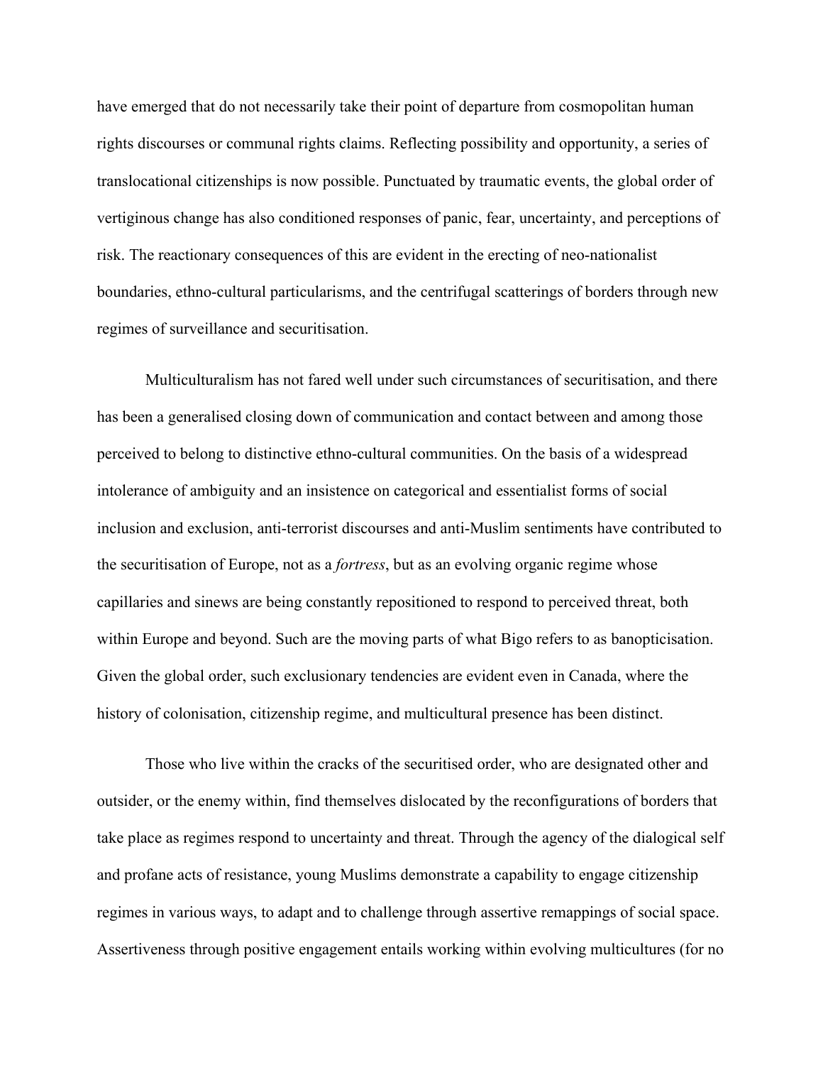have emerged that do not necessarily take their point of departure from cosmopolitan human rights discourses or communal rights claims. Reflecting possibility and opportunity, a series of translocational citizenships is now possible. Punctuated by traumatic events, the global order of vertiginous change has also conditioned responses of panic, fear, uncertainty, and perceptions of risk. The reactionary consequences of this are evident in the erecting of neo-nationalist boundaries, ethno-cultural particularisms, and the centrifugal scatterings of borders through new regimes of surveillance and securitisation.

Multiculturalism has not fared well under such circumstances of securitisation, and there has been a generalised closing down of communication and contact between and among those perceived to belong to distinctive ethno-cultural communities. On the basis of a widespread intolerance of ambiguity and an insistence on categorical and essentialist forms of social inclusion and exclusion, anti-terrorist discourses and anti-Muslim sentiments have contributed to the securitisation of Europe, not as a *fortress*, but as an evolving organic regime whose capillaries and sinews are being constantly repositioned to respond to perceived threat, both within Europe and beyond. Such are the moving parts of what Bigo refers to as banopticisation. Given the global order, such exclusionary tendencies are evident even in Canada, where the history of colonisation, citizenship regime, and multicultural presence has been distinct.

Those who live within the cracks of the securitised order, who are designated other and outsider, or the enemy within, find themselves dislocated by the reconfigurations of borders that take place as regimes respond to uncertainty and threat. Through the agency of the dialogical self and profane acts of resistance, young Muslims demonstrate a capability to engage citizenship regimes in various ways, to adapt and to challenge through assertive remappings of social space. Assertiveness through positive engagement entails working within evolving multicultures (for no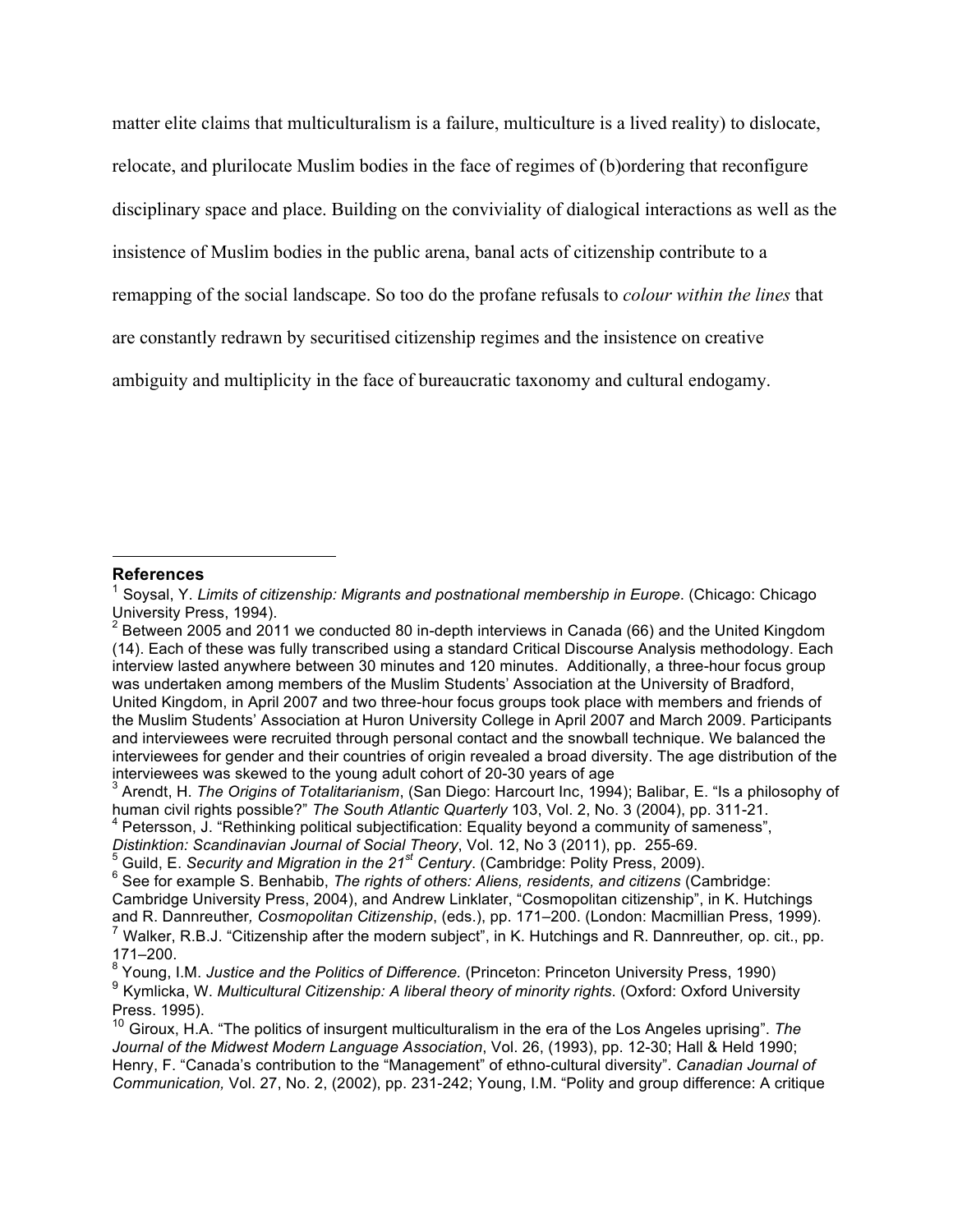matter elite claims that multiculturalism is a failure, multiculture is a lived reality) to dislocate, relocate, and plurilocate Muslim bodies in the face of regimes of (b)ordering that reconfigure disciplinary space and place. Building on the conviviality of dialogical interactions as well as the insistence of Muslim bodies in the public arena, banal acts of citizenship contribute to a remapping of the social landscape. So too do the profane refusals to *colour within the lines* that are constantly redrawn by securitised citizenship regimes and the insistence on creative ambiguity and multiplicity in the face of bureaucratic taxonomy and cultural endogamy.

---

**References**

[1] Soysal, Y. *Limits of citizenship: Migrants and postnational membership in Europe*. (Chicago: Chicago University Press, 1994).

[2] Between 2005 and 2011 we conducted 80 in-depth interviews in Canada (66) and the United Kingdom (14). Each of these was fully transcribed using a standard Critical Discourse Analysis methodology. Each interview lasted anywhere between 30 minutes and 120 minutes. Additionally, a three-hour focus group was undertaken among members of the Muslim Students' Association at the University of Bradford, United Kingdom, in April 2007 and two three-hour focus groups took place with members and friends of the Muslim Students' Association at Huron University College in April 2007 and March 2009. Participants and interviewees were recruited through personal contact and the snowball technique. We balanced the interviewees for gender and their countries of origin revealed a broad diversity. The age distribution of the interviewees was skewed to the young adult cohort of 20-30 years of age

[3] Arendt, H. *The Origins of Totalitarianism*, (San Diego: Harcourt Inc, 1994); Balibar, E. "Is a philosophy of human civil rights possible?" *The South Atlantic Quarterly* 103, Vol. 2, No. 3 (2004), pp. 311-21.

[4] Petersson, J. "Rethinking political subjectification: Equality beyond a community of sameness", *Distinktion: Scandinavian Journal of Social Theory*, Vol. 12, No 3 (2011), pp. 255-69.

[5] Guild, E. *Security and Migration in the 21st Century*. (Cambridge: Polity Press, 2009).

[6] See for example S. Benhabib, *The rights of others: Aliens, residents, and citizens* (Cambridge: Cambridge University Press, 2004), and Andrew Linklater, "Cosmopolitan citizenship", in K. Hutchings and R. Dannreuther*, Cosmopolitan Citizenship*, (eds.), pp. 171–200. (London: Macmillian Press, 1999).

[7] Walker, R.B.J. "Citizenship after the modern subject", in K. Hutchings and R. Dannreuther*,* op. cit., pp. 171–200.

[8] Young, I.M. *Justice and the Politics of Difference.* (Princeton: Princeton University Press, 1990)

[9] Kymlicka, W. *Multicultural Citizenship: A liberal theory of minority rights*. (Oxford: Oxford University Press. 1995).

[10] Giroux, H.A. "The politics of insurgent multiculturalism in the era of the Los Angeles uprising". *The Journal of the Midwest Modern Language Association*, Vol. 26, (1993), pp. 12-30; Hall & Held 1990; Henry, F. "Canada's contribution to the "Management" of ethno-cultural diversity". *Canadian Journal of Communication,* Vol. 27, No. 2, (2002), pp. 231-242; Young, I.M. "Polity and group difference: A critique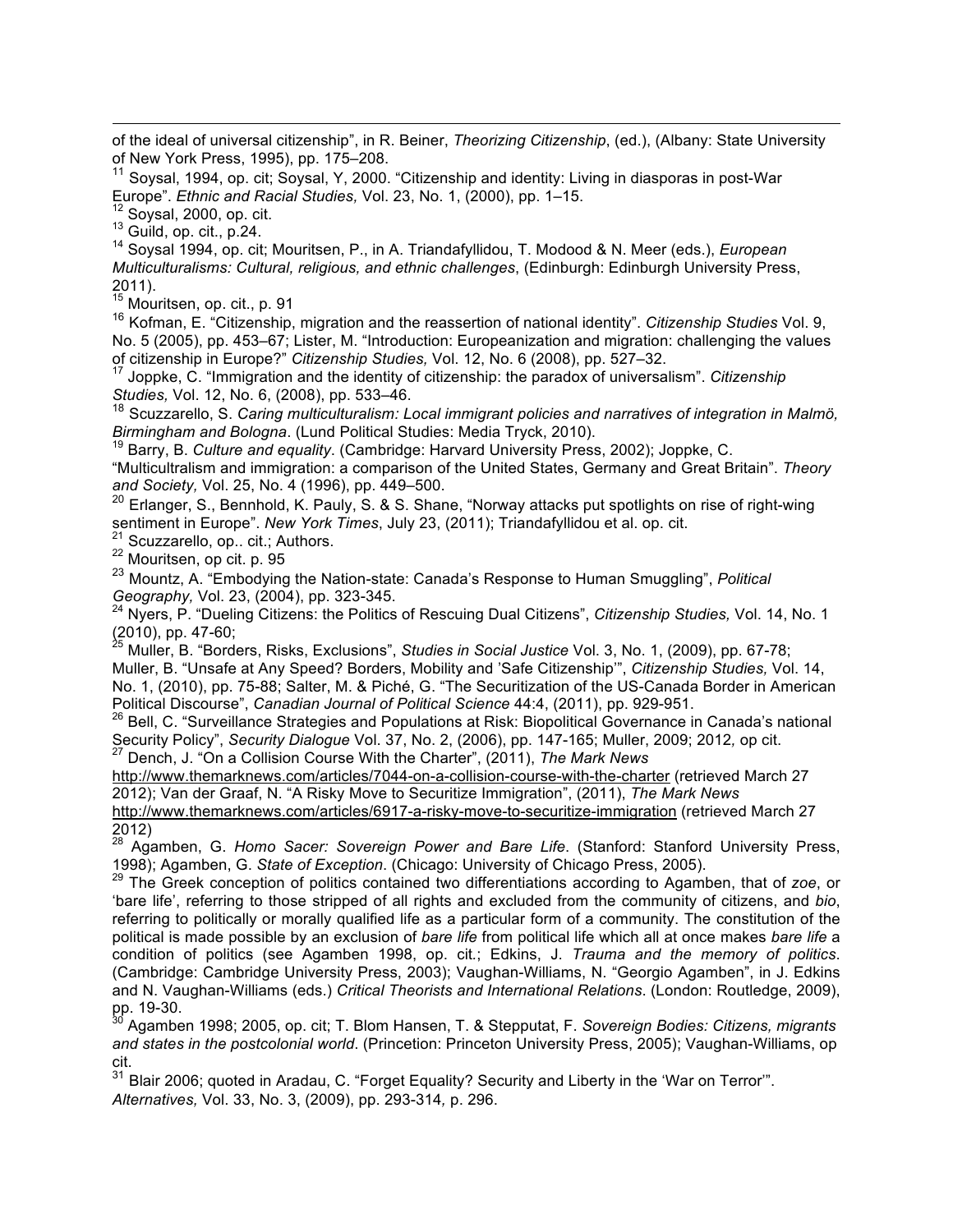of the ideal of universal citizenship", in R. Beiner, *Theorizing Citizenship*, (ed.), (Albany: State University of New York Press, 1995), pp. 175–208.

[11] Soysal, 1994, op. cit; Soysal, Y, 2000. "Citizenship and identity: Living in diasporas in post-War Europe". *Ethnic and Racial Studies,* Vol. 23, No. 1, (2000), pp. 1–15.

[12] Soysal, 2000, op. cit.

[13] Guild, op. cit., p.24.

[14] Soysal 1994, op. cit; Mouritsen, P., in A. Triandafyllidou, T. Modood & N. Meer (eds.), *European Multiculturalisms: Cultural, religious, and ethnic challenges*, (Edinburgh: Edinburgh University Press, 2011).

[15] Mouritsen, op. cit., p. 91

[16] Kofman, E. "Citizenship, migration and the reassertion of national identity". *Citizenship Studies* Vol. 9, No. 5 (2005), pp. 453–67; Lister, M. "Introduction: Europeanization and migration: challenging the values of citizenship in Europe?" *Citizenship Studies,* Vol. 12, No. 6 (2008), pp. 527–32.

[17] Joppke, C. "Immigration and the identity of citizenship: the paradox of universalism". *Citizenship Studies,* Vol. 12, No. 6, (2008), pp. 533–46.

[18] Scuzzarello, S. *Caring multiculturalism: Local immigrant policies and narratives of integration in Malmö, Birmingham and Bologna*. (Lund Political Studies: Media Tryck, 2010).

[19] Barry, B. *Culture and equality*. (Cambridge: Harvard University Press, 2002); Joppke, C. "Multicultralism and immigration: a comparison of the United States, Germany and Great Britain". *Theory and Society,* Vol. 25, No. 4 (1996), pp. 449–500.

[20] Erlanger, S., Bennhold, K. Pauly, S. & S. Shane, "Norway attacks put spotlights on rise of right-wing sentiment in Europe". *New York Times*, July 23, (2011); Triandafyllidou et al. op. cit.

[21] Scuzzarello, op.. cit.; Authors.

[22] Mouritsen, op cit. p. 95

[23] Mountz, A. "Embodying the Nation-state: Canada's Response to Human Smuggling", *Political Geography,* Vol. 23, (2004), pp. 323-345.

[24] Nyers, P. "Dueling Citizens: the Politics of Rescuing Dual Citizens", *Citizenship Studies,* Vol. 14, No. 1 (2010), pp. 47-60;

[25] Muller, B. "Borders, Risks, Exclusions", *Studies in Social Justice* Vol. 3, No. 1, (2009), pp. 67-78; Muller, B. "Unsafe at Any Speed? Borders, Mobility and 'Safe Citizenship'", *Citizenship Studies,* Vol. 14, No. 1, (2010), pp. 75-88; Salter, M. & Piché, G. "The Securitization of the US-Canada Border in American Political Discourse", *Canadian Journal of Political Science* 44:4, (2011), pp. 929-951.

[26] Bell, C. "Surveillance Strategies and Populations at Risk: Biopolitical Governance in Canada's national Security Policy", *Security Dialogue* Vol. 37, No. 2, (2006), pp. 147-165; Muller, 2009; 2012*,* op cit.

[27] Dench, J. "On a Collision Course With the Charter", (2011), *The Mark News* http://www.themarknews.com/articles/7044-on-a-collision-course-with-the-charter (retrieved March 27 2012); Van der Graaf, N. "A Risky Move to Securitize Immigration", (2011), *The Mark News* http://www.themarknews.com/articles/6917-a-risky-move-to-securitize-immigration (retrieved March 27 2012)

[28] Agamben, G. *Homo Sacer: Sovereign Power and Bare Life*. (Stanford: Stanford University Press, 1998); Agamben, G. *State of Exception*. (Chicago: University of Chicago Press, 2005).

[29] The Greek conception of politics contained two differentiations according to Agamben, that of *zoe*, or 'bare life', referring to those stripped of all rights and excluded from the community of citizens, and *bio*, referring to politically or morally qualified life as a particular form of a community. The constitution of the political is made possible by an exclusion of *bare life* from political life which all at once makes *bare life* a condition of politics (see Agamben 1998, op. cit.; Edkins, J. *Trauma and the memory of politics*. (Cambridge: Cambridge University Press, 2003); Vaughan-Williams, N. "Georgio Agamben", in J. Edkins and N. Vaughan-Williams (eds.) *Critical Theorists and International Relations*. (London: Routledge, 2009), pp. 19-30.

[30] Agamben 1998; 2005, op. cit; T. Blom Hansen, T. & Steppútat, F. *Sovereign Bodies: Citizens, migrants and states in the postcolonial world*. (Princetion: Princeton University Press, 2005); Vaughan-Williams, op cit.

[31] Blair 2006; quoted in Aradau, C. "Forget Equality? Security and Liberty in the 'War on Terror'". *Alternatives,* Vol. 33, No. 3, (2009), pp. 293-314*,* p. 296.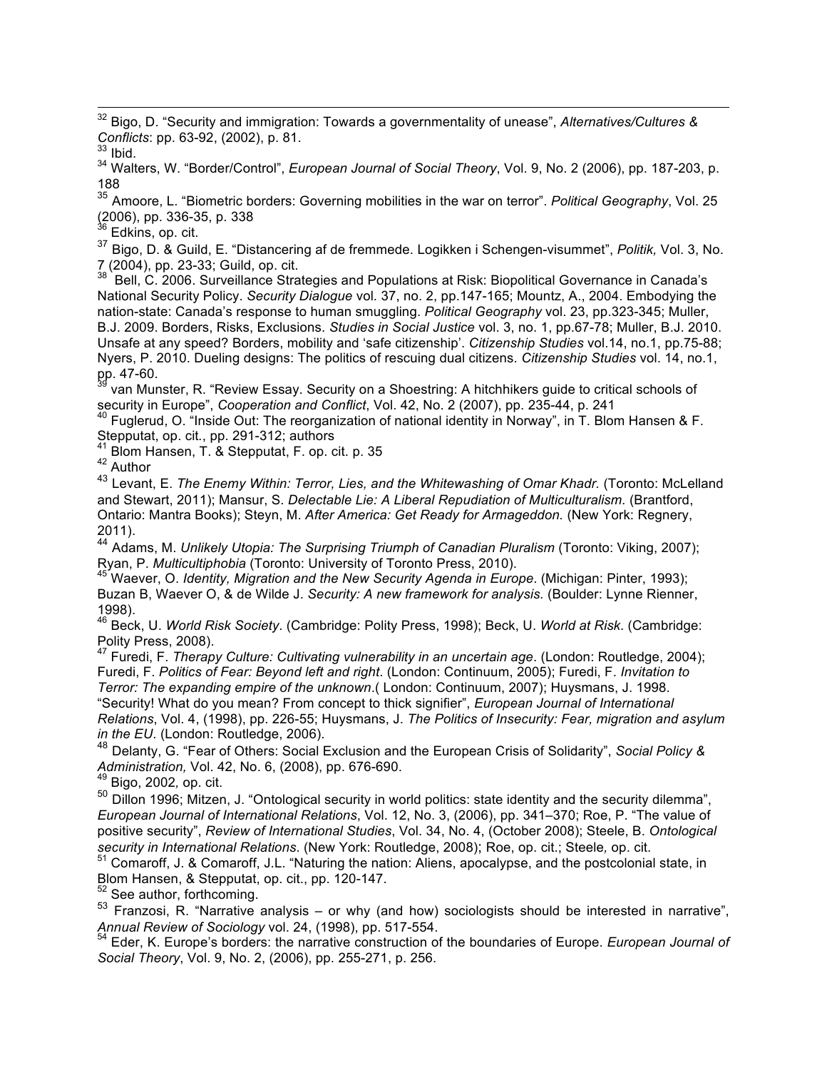[32] Bigo, D. "Security and immigration: Towards a governmentality of unease", *Alternatives/Cultures & Conflicts*: pp. 63-92, (2002), p. 81.

[33] Ibid.

[34] Walters, W. "Border/Control", *European Journal of Social Theory*, Vol. 9, No. 2 (2006), pp. 187-203, p. 188

[35] Amoore, L. "Biometric borders: Governing mobilities in the war on terror". *Political Geography*, Vol. 25 (2006), pp. 336-35, p. 338

[36] Edkins, op. cit.

[37] Bigo, D. & Guild, E. "Distancering af de fremmede. Logikken i Schengen-visummet", *Politik,* Vol. 3, No. 7 (2004), pp. 23-33; Guild, op. cit.

[38] Bell, C. 2006. Surveillance Strategies and Populations at Risk: Biopolitical Governance in Canada's National Security Policy. *Security Dialogue* vol. 37, no. 2, pp.147-165; Mountz, A., 2004. Embodying the nation-state: Canada's response to human smuggling. *Political Geography* vol. 23, pp.323-345; Muller, B.J. 2009. Borders, Risks, Exclusions. *Studies in Social Justice* vol. 3, no. 1, pp.67-78; Muller, B.J. 2010. Unsafe at any speed? Borders, mobility and 'safe citizenship'. *Citizenship Studies* vol.14, no.1, pp.75-88; Nyers, P. 2010. Dueling designs: The politics of rescuing dual citizens. *Citizenship Studies* vol. 14, no.1, pp. 47-60.

[39] van Munster, R. "Review Essay. Security on a Shoestring: A hitchhikers guide to critical schools of security in Europe", *Cooperation and Conflict*, Vol. 42, No. 2 (2007), pp. 235-44, p. 241

[40] Fuglerud, O. "Inside Out: The reorganization of national identity in Norway", in T. Blom Hansen & F. Stepputat, op. cit., pp. 291-312; authors

[41] Blom Hansen, T. & Stepputat, F. op. cit. p. 35

[42] Author

[43] Levant, E. *The Enemy Within: Terror, Lies, and the Whitewashing of Omar Khadr.* (Toronto: McLelland and Stewart, 2011); Mansur, S. *Delectable Lie: A Liberal Repudiation of Multiculturalism.* (Brantford, Ontario: Mantra Books); Steyn, M. *After America: Get Ready for Armageddon.* (New York: Regnery, 2011).

[44] Adams, M. *Unlikely Utopia: The Surprising Triumph of Canadian Pluralism* (Toronto: Viking, 2007); Ryan, P. *Multicultiphobia* (Toronto: University of Toronto Press, 2010).

[45] Waever, O. *Identity, Migration and the New Security Agenda in Europe*. (Michigan: Pinter, 1993); Buzan B, Waever O, & de Wilde J. *Security: A new framework for analysis.* (Boulder: Lynne Rienner, 1998).

[46] Beck, U. *World Risk Society*. (Cambridge: Polity Press, 1998); Beck, U. *World at Risk*. (Cambridge: Polity Press, 2008).

[47] Furedi, F. *Therapy Culture: Cultivating vulnerability in an uncertain age*. (London: Routledge, 2004); Furedi, F. *Politics of Fear: Beyond left and right*. (London: Continuum, 2005); Furedi, F. *Invitation to Terror: The expanding empire of the unknown*.( London: Continuum, 2007); Huysmans, J. 1998. "Security! What do you mean? From concept to thick signifier", *European Journal of International Relations*, Vol. 4, (1998), pp. 226-55; Huysmans, J. *The Politics of Insecurity: Fear, migration and asylum in the EU*. (London: Routledge, 2006).

[48] Delanty, G. "Fear of Others: Social Exclusion and the European Crisis of Solidarity", *Social Policy & Administration,* Vol. 42, No. 6, (2008), pp. 676-690.

[49] Bigo, 2002*,* op. cit.

[50] Dillon 1996; Mitzen, J. "Ontological security in world politics: state identity and the security dilemma", *European Journal of International Relations*, Vol. 12, No. 3, (2006), pp. 341–370; Roe, P. "The value of positive security", *Review of International Studies*, Vol. 34, No. 4, (October 2008); Steele, B. *Ontological security in International Relations*. (New York: Routledge, 2008); Roe, op. cit.; Steele*,* op. cit.

[51] Comaroff, J. & Comaroff, J.L. "Naturing the nation: Aliens, apocalypse, and the postcolonial state, in Blom Hansen, & Stepputat, op. cit., pp. 120-147.

[52] See author, forthcoming.

[53] Franzosi, R. "Narrative analysis – or why (and how) sociologists should be interested in narrative", *Annual Review of Sociology* vol. 24, (1998), pp. 517-554.

[54] Eder, K. Europe's borders: the narrative construction of the boundaries of Europe. *European Journal of Social Theory*, Vol. 9, No. 2, (2006), pp. 255-271, p. 256.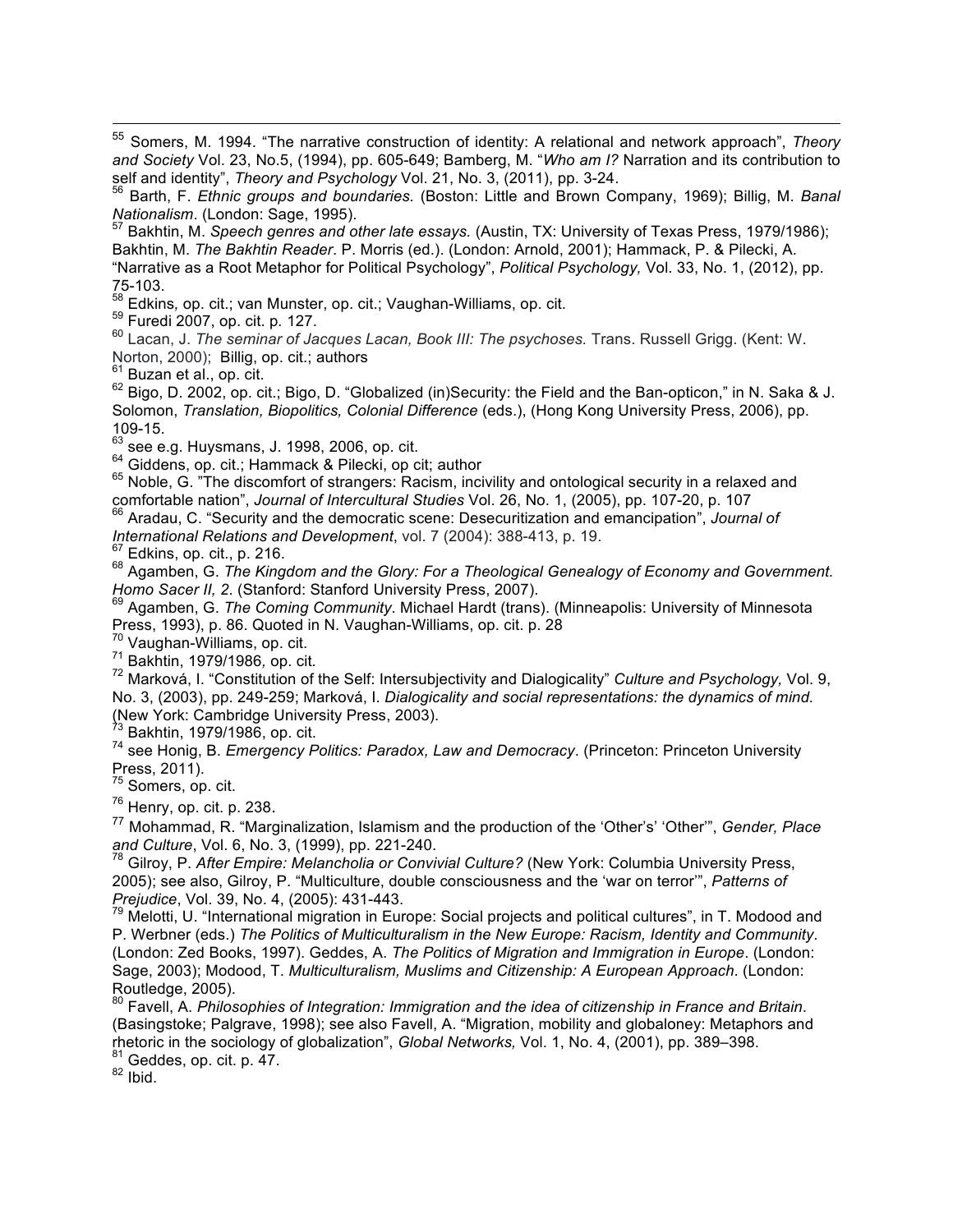[55] Somers, M. 1994. "The narrative construction of identity: A relational and network approach", *Theory and Society* Vol. 23, No.5, (1994), pp. 605-649; Bamberg, M. "*Who am I?* Narration and its contribution to self and identity", *Theory and Psychology* Vol. 21, No. 3, (2011), pp. 3-24.

[56] Barth, F. *Ethnic groups and boundaries.* (Boston: Little and Brown Company, 1969); Billig, M. *Banal Nationalism*. (London: Sage, 1995).

[57] Bakhtin, M. *Speech genres and other late essays.* (Austin, TX: University of Texas Press, 1979/1986); Bakhtin, M. *The Bakhtin Reader*. P. Morris (ed.). (London: Arnold, 2001); Hammack, P. & Pilecki, A. "Narrative as a Root Metaphor for Political Psychology", *Political Psychology,* Vol. 33, No. 1, (2012), pp. 75-103.

[58] Edkins, op. cit.; van Munster, op. cit.; Vaughan-Williams, op. cit.

[59] Furedi 2007, op. cit. p. 127.

[60] Lacan, J. *The seminar of Jacques Lacan, Book III: The psychoses.* Trans. Russell Grigg. (Kent: W. Norton, 2000); Billig, op. cit.; authors

[61] Buzan et al., op. cit.

[62] Bigo, D. 2002, op. cit.; Bigo, D. "Globalized (in)Security: the Field and the Ban-opticon," in N. Saka & J. Solomon, *Translation, Biopolitics, Colonial Difference* (eds.), (Hong Kong University Press, 2006), pp. 109-15.

[63] see e.g. Huysmans, J. 1998, 2006, op. cit.

[64] Giddens, op. cit.; Hammack & Pilecki, op cit; author

[65] Noble, G. "The discomfort of strangers: Racism, incivility and ontological security in a relaxed and comfortable nation", *Journal of Intercultural Studies* Vol. 26, No. 1, (2005), pp. 107-20, p. 107

[66] Aradau, C. "Security and the democratic scene: Desecuritization and emancipation", *Journal of International Relations and Development*, vol. 7 (2004): 388-413, p. 19.

[67] Edkins, op. cit., p. 216.

[68] Agamben, G. *The Kingdom and the Glory: For a Theological Genealogy of Economy and Government. Homo Sacer II, 2*. (Stanford: Stanford University Press, 2007).

[69] Agamben, G. *The Coming Community*. Michael Hardt (trans). (Minneapolis: University of Minnesota Press, 1993), p. 86. Quoted in N. Vaughan-Williams, op. cit. p. 28

[70] Vaughan-Williams, op. cit.

[71] Bakhtin, 1979/1986, op. cit.

[72] Marková, I. "Constitution of the Self: Intersubjectivity and Dialogicality" *Culture and Psychology,* Vol. 9, No. 3, (2003), pp. 249-259; Marková, I. *Dialogicality and social representations: the dynamics of mind.* (New York: Cambridge University Press, 2003).

[73] Bakhtin, 1979/1986, op. cit.

[74] see Honig, B. *Emergency Politics: Paradox, Law and Democracy*. (Princeton: Princeton University Press, 2011).

[75] Somers, op. cit.

[76] Henry, op. cit. p. 238.

[77] Mohammad, R. "Marginalization, Islamism and the production of the 'Other's' 'Other'", *Gender, Place and Culture*, Vol. 6, No. 3, (1999), pp. 221-240.

[78] Gilroy, P. *After Empire: Melancholia or Convivial Culture?* (New York: Columbia University Press, 2005); see also, Gilroy, P. "Multiculture, double consciousness and the 'war on terror'", *Patterns of Prejudice*, Vol. 39, No. 4, (2005): 431-443.

[79] Melotti, U. "International migration in Europe: Social projects and political cultures", in T. Modood and P. Werbner (eds.) *The Politics of Multiculturalism in the New Europe: Racism, Identity and Community*. (London: Zed Books, 1997). Geddes, A. *The Politics of Migration and Immigration in Europe*. (London: Sage, 2003); Modood, T. *Multiculturalism, Muslims and Citizenship: A European Approach*. (London: Routledge, 2005).

[80] Favell, A. *Philosophies of Integration: Immigration and the idea of citizenship in France and Britain*. (Basingstoke; Palgrave, 1998); see also Favell, A. "Migration, mobility and globaloney: Metaphors and rhetoric in the sociology of globalization", *Global Networks,* Vol. 1, No. 4, (2001), pp. 389–398.

[81] Geddes, op. cit. p. 47.

[82] Ibid.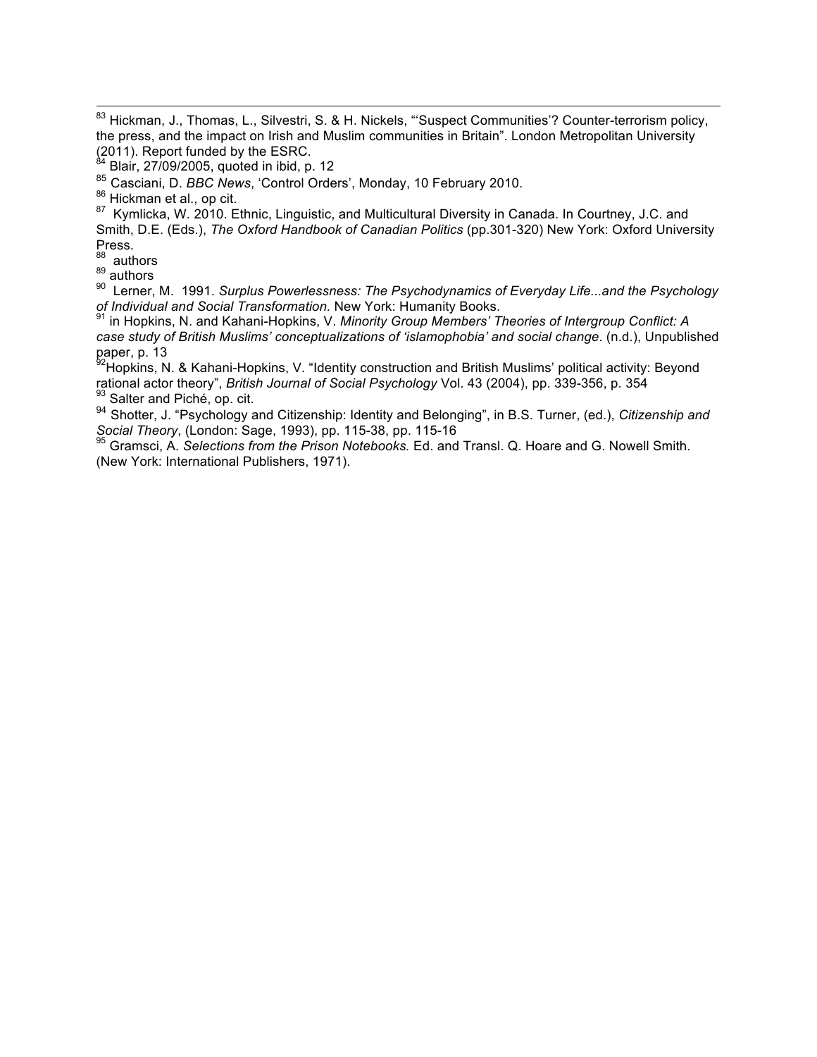[83] Hickman, J., Thomas, L., Silvestri, S. & H. Nickels, "'Suspect Communities'? Counter-terrorism policy, the press, and the impact on Irish and Muslim communities in Britain". London Metropolitan University (2011). Report funded by the ESRC.

[84] Blair, 27/09/2005, quoted in ibid, p. 12

[85] Casciani, D. *BBC News*, 'Control Orders', Monday, 10 February 2010.

[86] Hickman et al., op cit.

[87] Kymlicka, W. 2010. Ethnic, Linguistic, and Multicultural Diversity in Canada. In Courtney, J.C. and Smith, D.E. (Eds.), *The Oxford Handbook of Canadian Politics* (pp.301-320) New York: Oxford University Press.

[88] authors

[89] authors

[90] Lerner, M. 1991. *Surplus Powerlessness: The Psychodynamics of Everyday Life...and the Psychology of Individual and Social Transformation.* New York: Humanity Books.

[91] in Hopkins, N. and Kahani-Hopkins, V. *Minority Group Members' Theories of Intergroup Conflict: A case study of British Muslims' conceptualizations of 'islamophobia' and social change*. (n.d.), Unpublished paper, p. 13

[92] Hopkins, N. & Kahani-Hopkins, V. "Identity construction and British Muslims' political activity: Beyond rational actor theory", *British Journal of Social Psychology* Vol. 43 (2004), pp. 339-356, p. 354

[93] Salter and Piché, op. cit.

[94] Shotter, J. "Psychology and Citizenship: Identity and Belonging", in B.S. Turner, (ed.), *Citizenship and Social Theory*, (London: Sage, 1993), pp. 115-38, pp. 115-16

[95] Gramsci, A. *Selections from the Prison Notebooks.* Ed. and Transl. Q. Hoare and G. Nowell Smith. (New York: International Publishers, 1971).